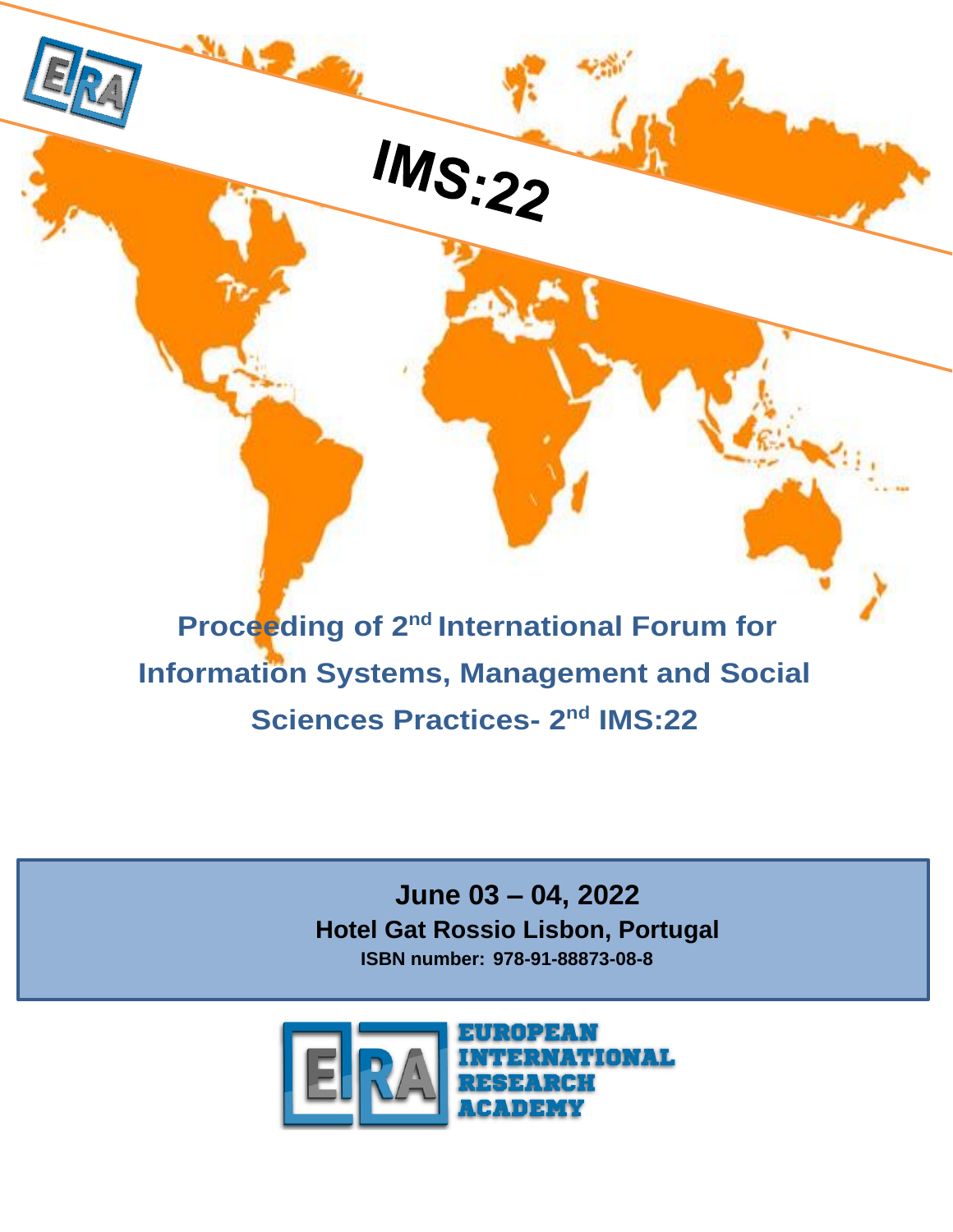# IMS:22

## Proceeding of 2nd International Forum for Information Systems, Management and Social Sciences Practices- 2nd IMS:22

**June 03 – 04, 2022**

**Hotel Gat Rossio Lisbon, Portugal**

**ISBN number: 978-91-88873-08-8**

EUROPEAN INTERNATIONAL RESEARCH ACADEMY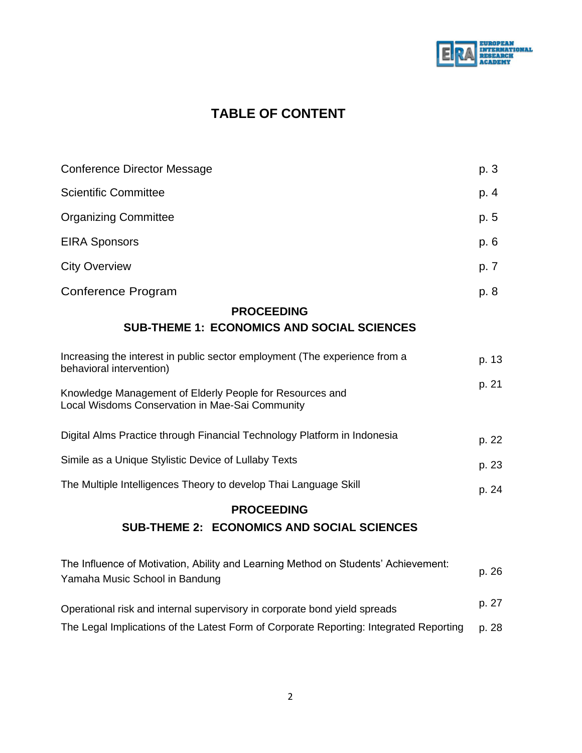# TABLE OF CONTENT

| | |
|---|---|
| Conference Director Message | p. 3 |
| Scientific Committee | p. 4 |
| Organizing Committee | p. 5 |
| EIRA Sponsors | p. 6 |
| City Overview | p. 7 |
| Conference Program | p. 8 |

## PROCEEDING
## SUB-THEME 1: ECONOMICS AND SOCIAL SCIENCES

| | |
|---|---|
| Increasing the interest in public sector employment (The experience from a behavioral intervention) | p. 13 |
| Knowledge Management of Elderly People for Resources and Local Wisdoms Conservation in Mae-Sai Community | p. 21 |
| Digital Alms Practice through Financial Technology Platform in Indonesia | p. 22 |
| Simile as a Unique Stylistic Device of Lullaby Texts | p. 23 |
| The Multiple Intelligences Theory to develop Thai Language Skill | p. 24 |

## PROCEEDING
## SUB-THEME 2: ECONOMICS AND SOCIAL SCIENCES

| | |
|---|---|
| The Influence of Motivation, Ability and Learning Method on Students' Achievement: Yamaha Music School in Bandung | p. 26 |
| Operational risk and internal supervisory in corporate bond yield spreads | p. 27 |
| The Legal Implications of the Latest Form of Corporate Reporting: Integrated Reporting | p. 28 |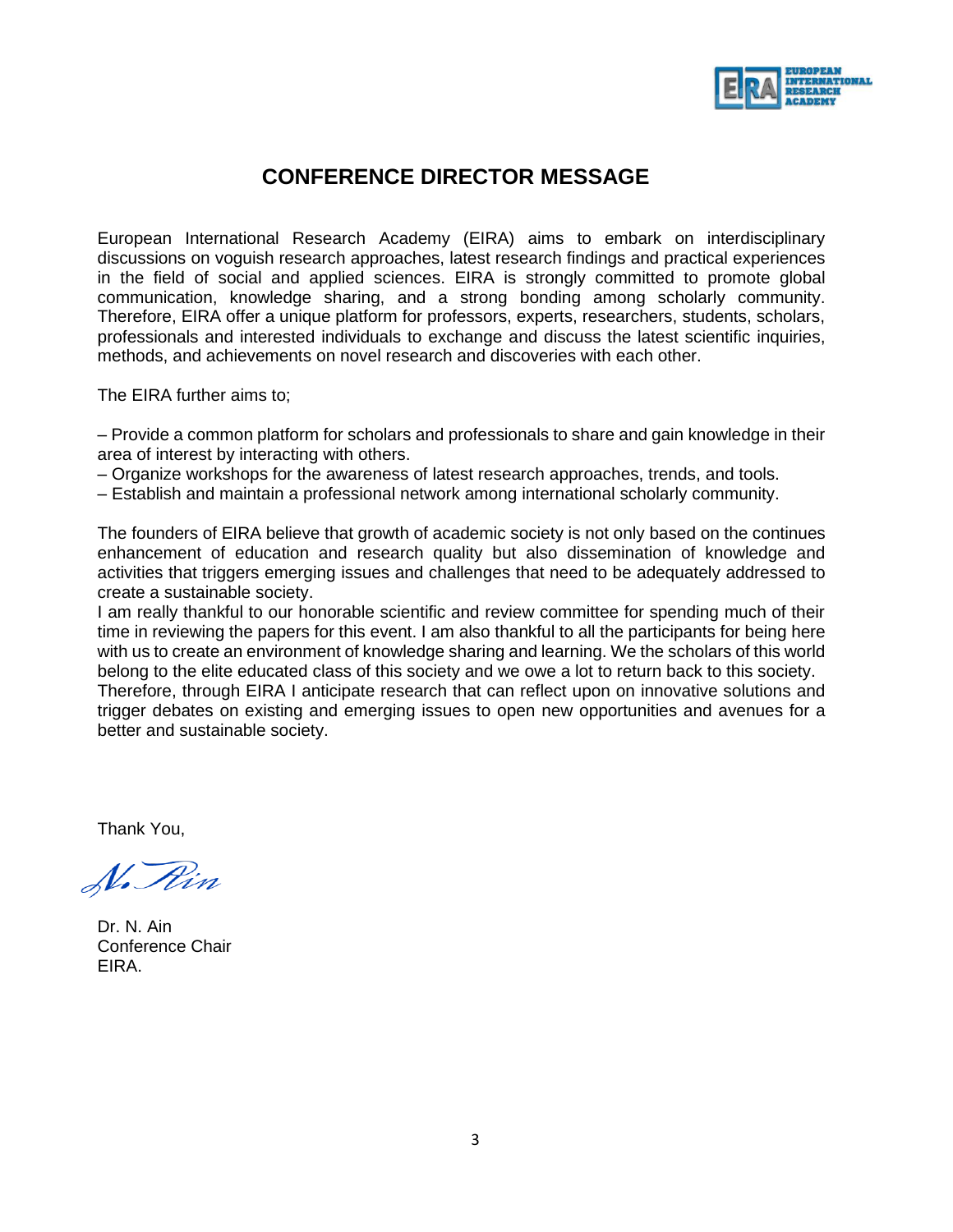# CONFERENCE DIRECTOR MESSAGE

European International Research Academy (EIRA) aims to embark on interdisciplinary discussions on voguish research approaches, latest research findings and practical experiences in the field of social and applied sciences. EIRA is strongly committed to promote global communication, knowledge sharing, and a strong bonding among scholarly community. Therefore, EIRA offer a unique platform for professors, experts, researchers, students, scholars, professionals and interested individuals to exchange and discuss the latest scientific inquiries, methods, and achievements on novel research and discoveries with each other.

The EIRA further aims to;

– Provide a common platform for scholars and professionals to share and gain knowledge in their area of interest by interacting with others.
– Organize workshops for the awareness of latest research approaches, trends, and tools.
– Establish and maintain a professional network among international scholarly community.

The founders of EIRA believe that growth of academic society is not only based on the continues enhancement of education and research quality but also dissemination of knowledge and activities that triggers emerging issues and challenges that need to be adequately addressed to create a sustainable society.
I am really thankful to our honorable scientific and review committee for spending much of their time in reviewing the papers for this event. I am also thankful to all the participants for being here with us to create an environment of knowledge sharing and learning. We the scholars of this world belong to the elite educated class of this society and we owe a lot to return back to this society.
Therefore, through EIRA I anticipate research that can reflect upon on innovative solutions and trigger debates on existing and emerging issues to open new opportunities and avenues for a better and sustainable society.

Thank You,

N. Ain

Dr. N. Ain
Conference Chair
EIRA.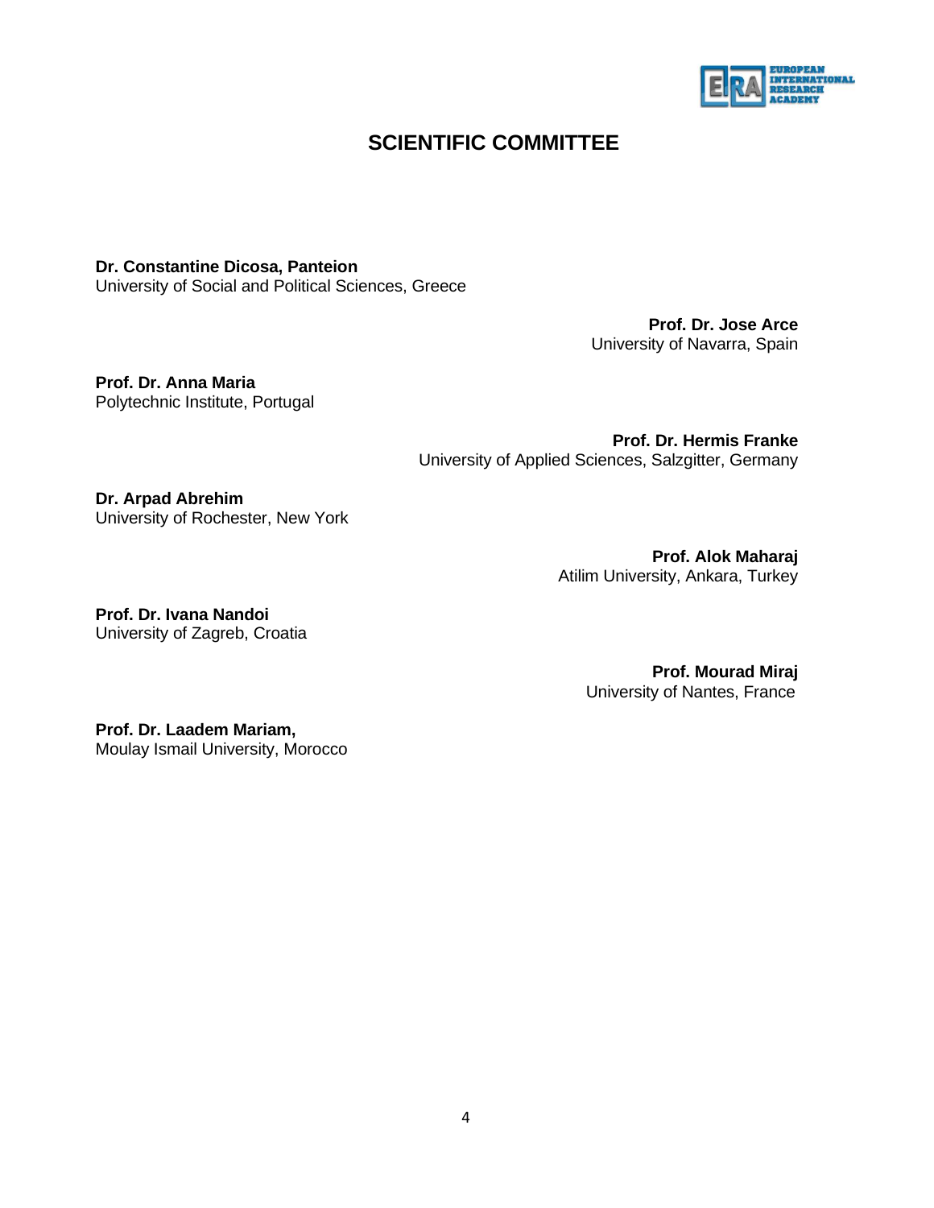# SCIENTIFIC COMMITTEE

**Dr. Constantine Dicosa, Panteion**
University of Social and Political Sciences, Greece

**Prof. Dr. Jose Arce**
University of Navarra, Spain

**Prof. Dr. Anna Maria**
Polytechnic Institute, Portugal

**Prof. Dr. Hermis Franke**
University of Applied Sciences, Salzgitter, Germany

**Dr. Arpad Abrehim**
University of Rochester, New York

**Prof. Alok Maharaj**
Atilim University, Ankara, Turkey

**Prof. Dr. Ivana Nandoi**
University of Zagreb, Croatia

**Prof. Mourad Miraj**
University of Nantes, France

**Prof. Dr. Laadem Mariam,**
Moulay Ismail University, Morocco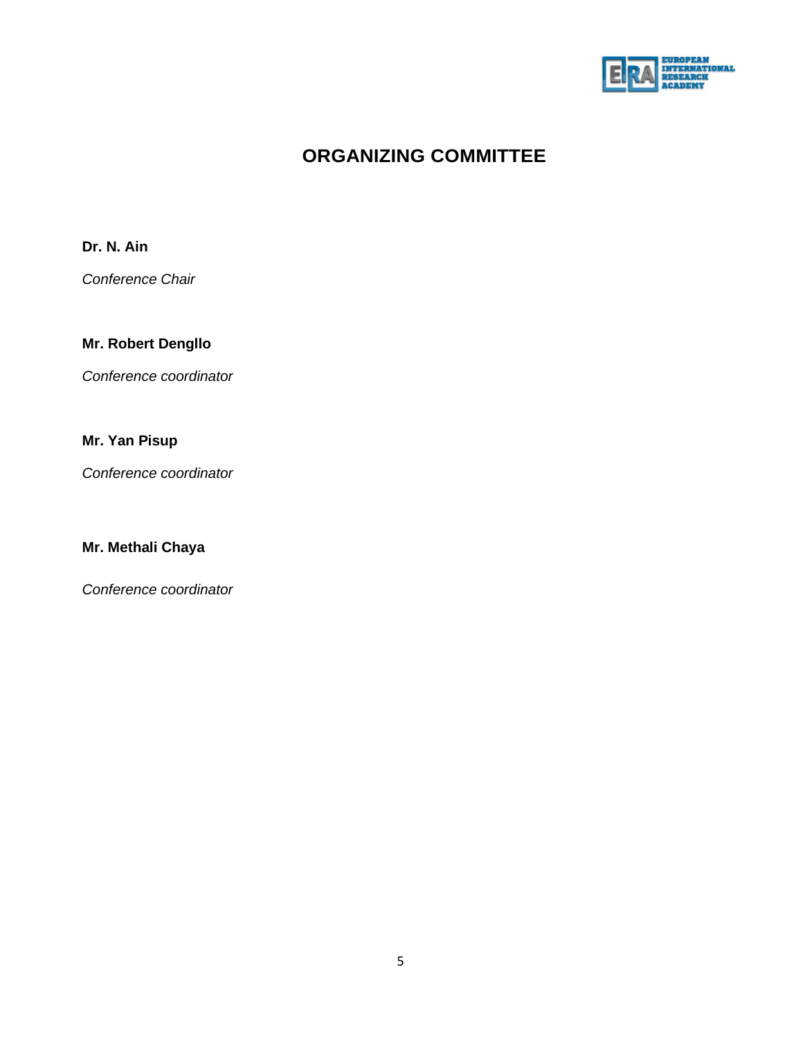# ORGANIZING COMMITTEE

**Dr. N. Ain**

*Conference Chair*

**Mr. Robert Dengllo**

*Conference coordinator*

**Mr. Yan Pisup**

*Conference coordinator*

**Mr. Methali Chaya**

*Conference coordinator*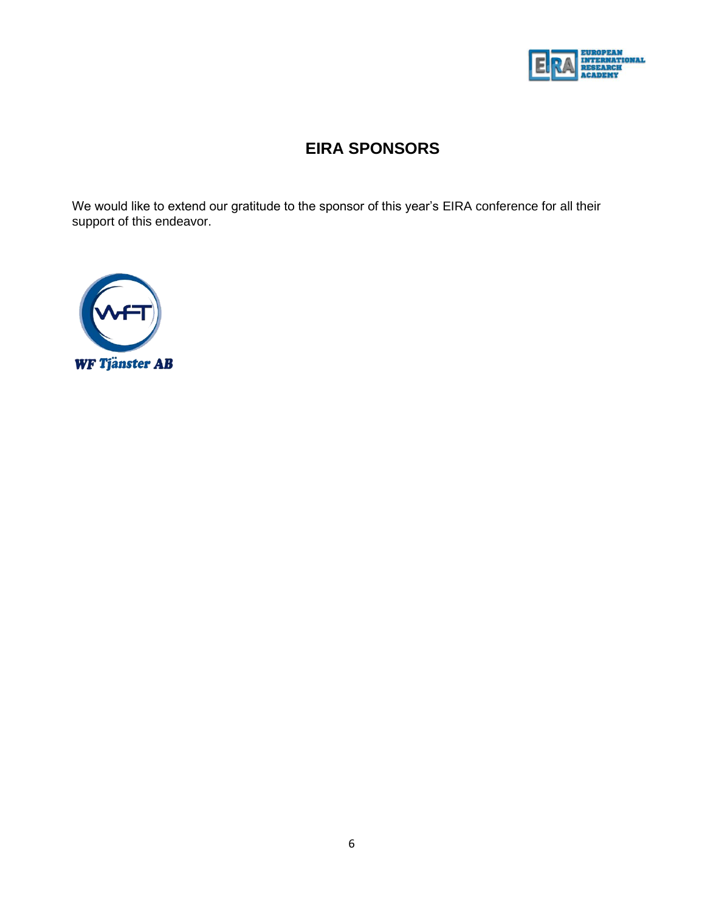# EIRA SPONSORS

We would like to extend our gratitude to the sponsor of this year's EIRA conference for all their support of this endeavor.

*WF Tjänster AB*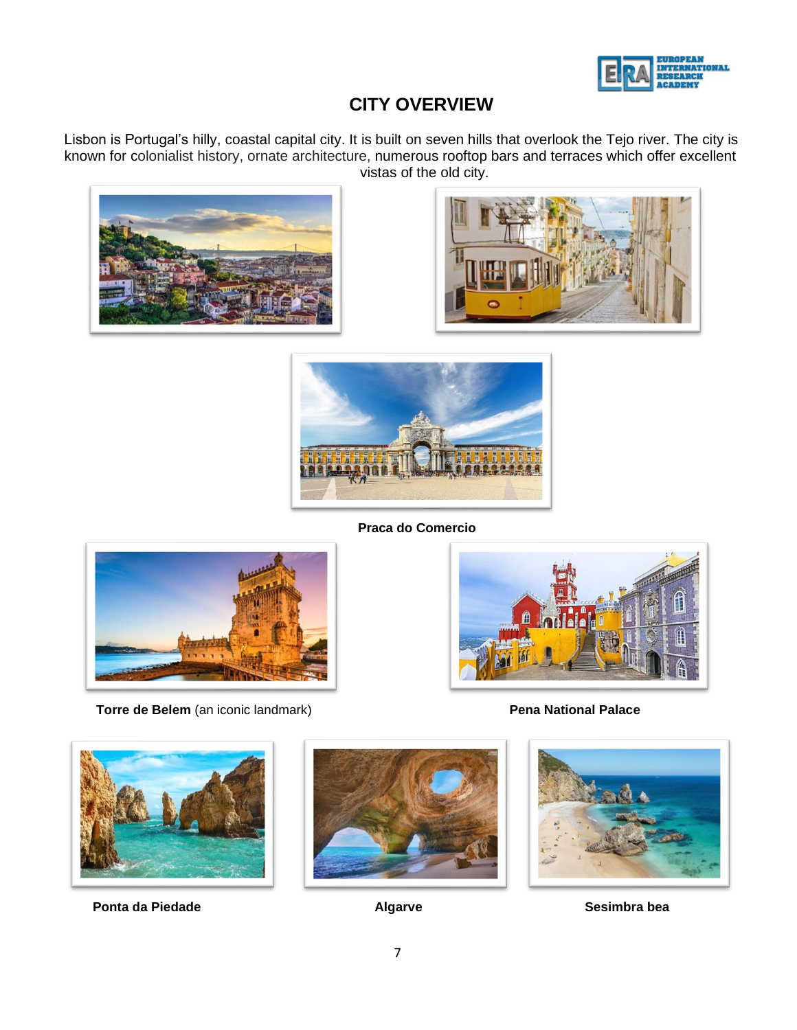# CITY OVERVIEW

Lisbon is Portugal's hilly, coastal capital city. It is built on seven hills that overlook the Tejo river. The city is known for colonialist history, ornate architecture, numerous rooftop bars and terraces which offer excellent vistas of the old city.

**Praca do Comercio**

**Torre de Belem** (an iconic landmark)

**Pena National Palace**

**Ponta da Piedade**

**Algarve**

**Sesimbra bea**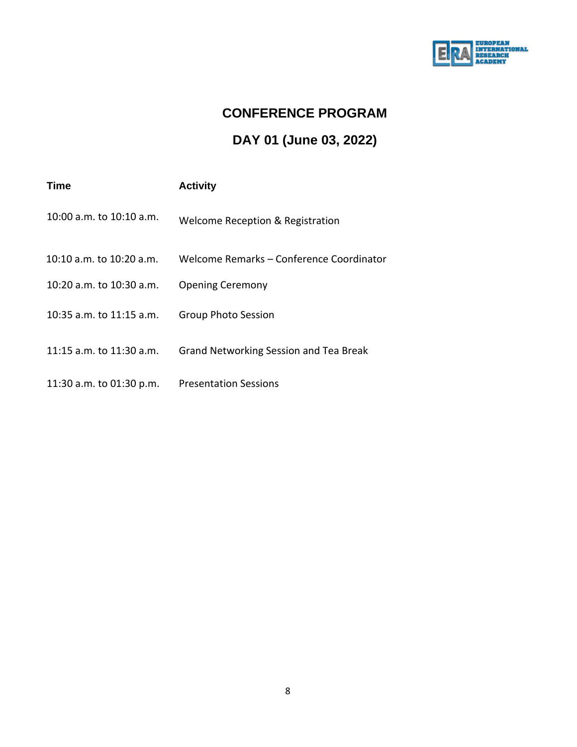# CONFERENCE PROGRAM

## DAY 01 (June 03, 2022)

| Time | Activity |
| --- | --- |
| 10:00 a.m. to 10:10 a.m. | Welcome Reception & Registration |
| 10:10 a.m. to 10:20 a.m. | Welcome Remarks – Conference Coordinator |
| 10:20 a.m. to 10:30 a.m. | Opening Ceremony |
| 10:35 a.m. to 11:15 a.m. | Group Photo Session |
| 11:15 a.m. to 11:30 a.m. | Grand Networking Session and Tea Break |
| 11:30 a.m. to 01:30 p.m. | Presentation Sessions |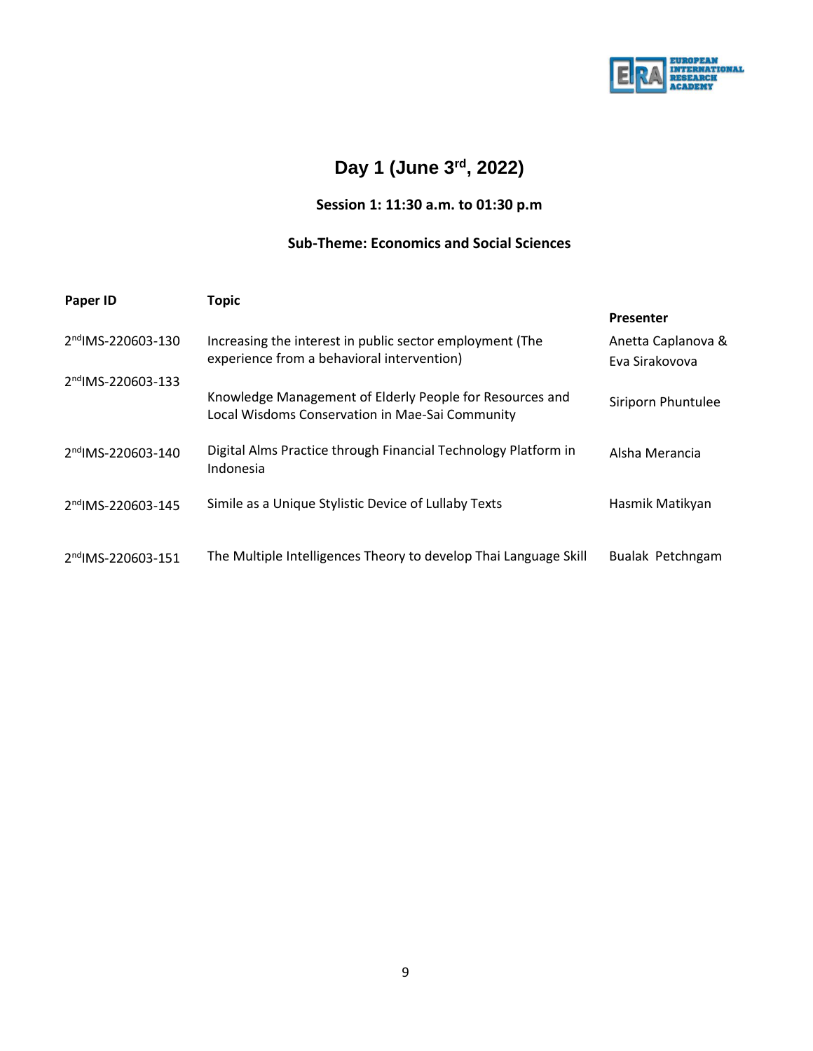# Day 1 (June 3rd, 2022)

### Session 1: 11:30 a.m. to 01:30 p.m

### Sub-Theme: Economics and Social Sciences

| Paper ID | Topic | Presenter |
|---|---|---|
| 2ndIMS-220603-130 | Increasing the interest in public sector employment (The experience from a behavioral intervention) | Anetta Caplanova & Eva Sirakovova |
| 2ndIMS-220603-133 | Knowledge Management of Elderly People for Resources and Local Wisdoms Conservation in Mae-Sai Community | Siriporn Phuntulee |
| 2ndIMS-220603-140 | Digital Alms Practice through Financial Technology Platform in Indonesia | Alsha Merancia |
| 2ndIMS-220603-145 | Simile as a Unique Stylistic Device of Lullaby Texts | Hasmik Matikyan |
| 2ndIMS-220603-151 | The Multiple Intelligences Theory to develop Thai Language Skill | Bualak Petchngam |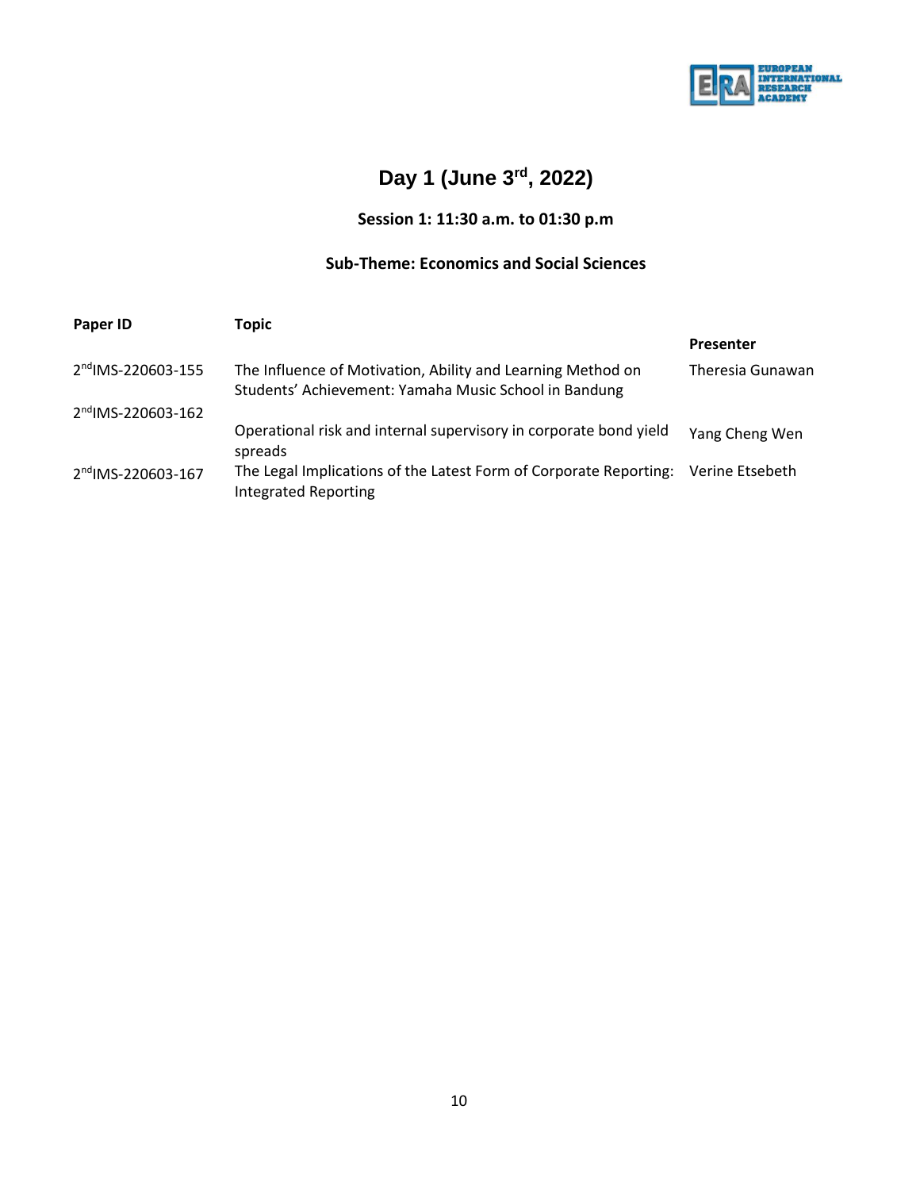# Day 1 (June 3rd, 2022)

### Session 1: 11:30 a.m. to 01:30 p.m

### Sub-Theme: Economics and Social Sciences

| Paper ID | Topic | Presenter |
|---|---|---|
| 2ndIMS-220603-155 | The Influence of Motivation, Ability and Learning Method on Students' Achievement: Yamaha Music School in Bandung | Theresia Gunawan |
| 2ndIMS-220603-162 | Operational risk and internal supervisory in corporate bond yield spreads | Yang Cheng Wen |
| 2ndIMS-220603-167 | The Legal Implications of the Latest Form of Corporate Reporting: Integrated Reporting | Verine Etsebeth |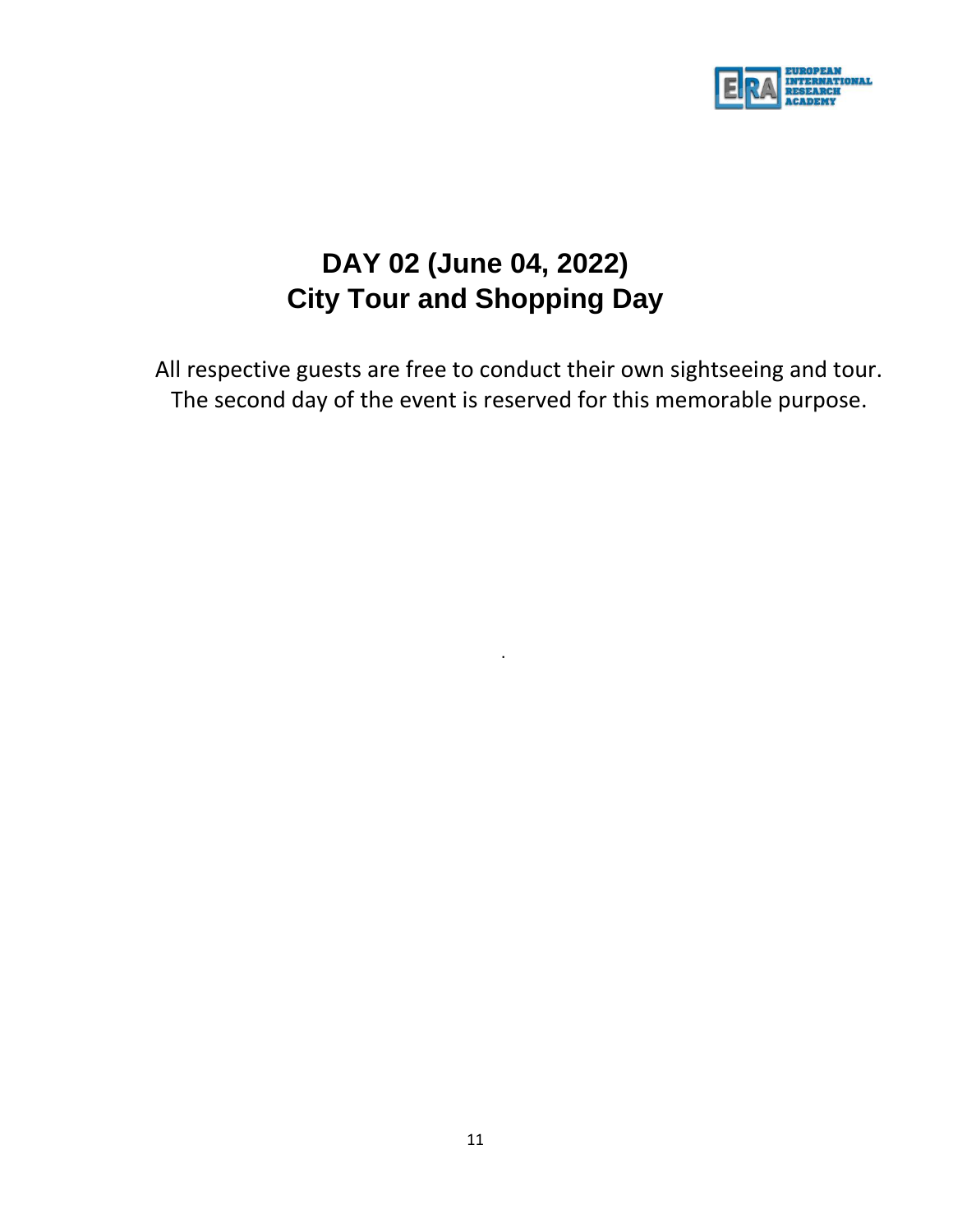# DAY 02 (June 04, 2022)
# City Tour and Shopping Day

All respective guests are free to conduct their own sightseeing and tour. The second day of the event is reserved for this memorable purpose.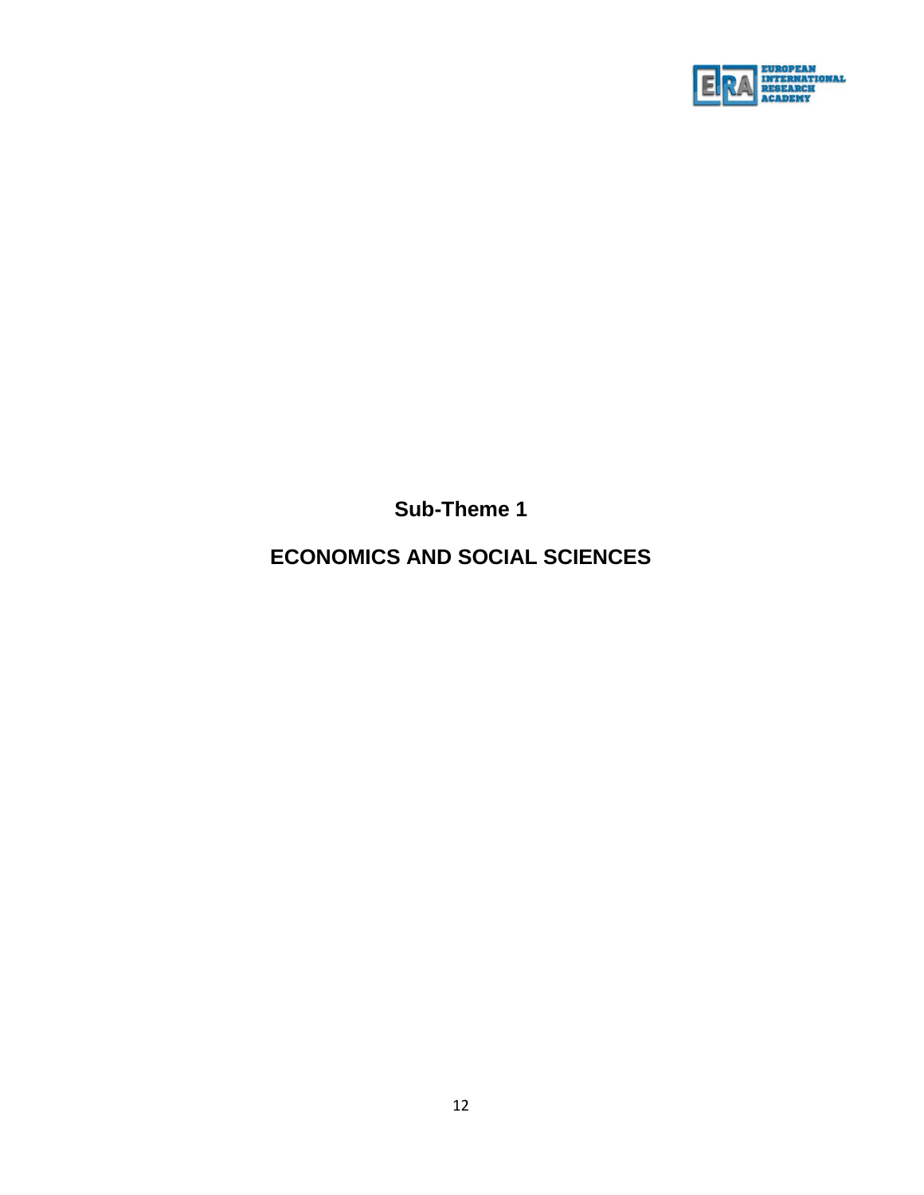# Sub-Theme 1

# ECONOMICS AND SOCIAL SCIENCES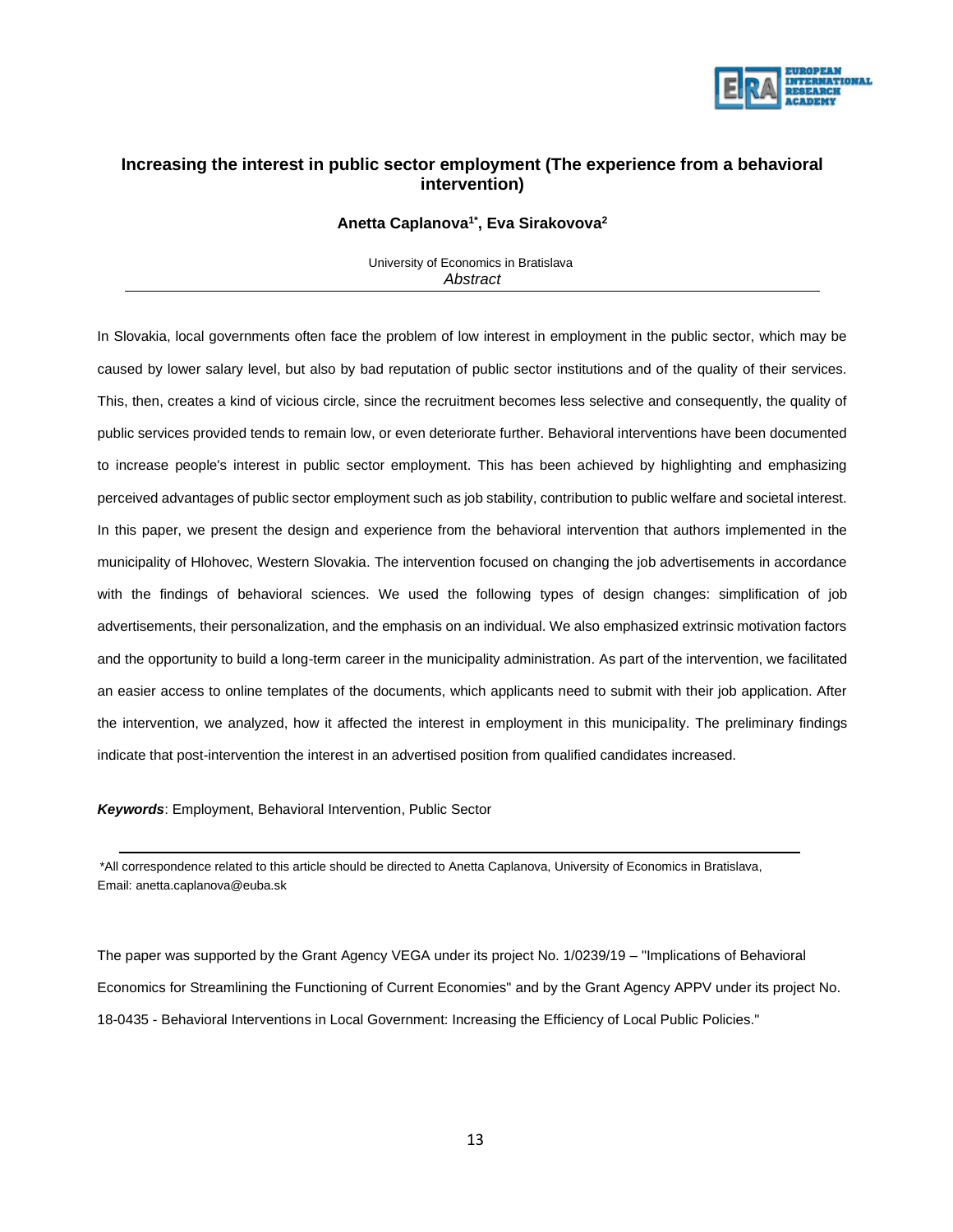# Increasing the interest in public sector employment (The experience from a behavioral intervention)

**Anetta Caplanova[1*], Eva Sirakovova[2]**

University of Economics in Bratislava

*Abstract*

In Slovakia, local governments often face the problem of low interest in employment in the public sector, which may be caused by lower salary level, but also by bad reputation of public sector institutions and of the quality of their services. This, then, creates a kind of vicious circle, since the recruitment becomes less selective and consequently, the quality of public services provided tends to remain low, or even deteriorate further. Behavioral interventions have been documented to increase people's interest in public sector employment. This has been achieved by highlighting and emphasizing perceived advantages of public sector employment such as job stability, contribution to public welfare and societal interest. In this paper, we present the design and experience from the behavioral intervention that authors implemented in the municipality of Hlohovec, Western Slovakia. The intervention focused on changing the job advertisements in accordance with the findings of behavioral sciences. We used the following types of design changes: simplification of job advertisements, their personalization, and the emphasis on an individual. We also emphasized extrinsic motivation factors and the opportunity to build a long-term career in the municipality administration. As part of the intervention, we facilitated an easier access to online templates of the documents, which applicants need to submit with their job application. After the intervention, we analyzed, how it affected the interest in employment in this municipality. The preliminary findings indicate that post-intervention the interest in an advertised position from qualified candidates increased.

***Keywords***: Employment, Behavioral Intervention, Public Sector

---

*All correspondence related to this article should be directed to Anetta Caplanova, University of Economics in Bratislava, Email: anetta.caplanova@euba.sk

The paper was supported by the Grant Agency VEGA under its project No. 1/0239/19 – "Implications of Behavioral Economics for Streamlining the Functioning of Current Economies" and by the Grant Agency APPV under its project No. 18-0435 - Behavioral Interventions in Local Government: Increasing the Efficiency of Local Public Policies."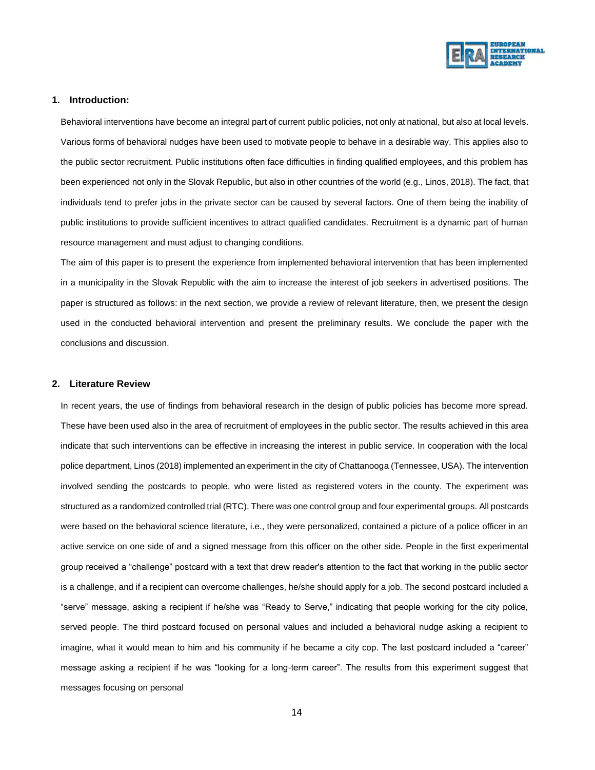## 1. Introduction:

Behavioral interventions have become an integral part of current public policies, not only at national, but also at local levels. Various forms of behavioral nudges have been used to motivate people to behave in a desirable way. This applies also to the public sector recruitment. Public institutions often face difficulties in finding qualified employees, and this problem has been experienced not only in the Slovak Republic, but also in other countries of the world (e.g., Linos, 2018). The fact, that individuals tend to prefer jobs in the private sector can be caused by several factors. One of them being the inability of public institutions to provide sufficient incentives to attract qualified candidates. Recruitment is a dynamic part of human resource management and must adjust to changing conditions.

The aim of this paper is to present the experience from implemented behavioral intervention that has been implemented in a municipality in the Slovak Republic with the aim to increase the interest of job seekers in advertised positions. The paper is structured as follows: in the next section, we provide a review of relevant literature, then, we present the design used in the conducted behavioral intervention and present the preliminary results. We conclude the paper with the conclusions and discussion.

## 2. Literature Review

In recent years, the use of findings from behavioral research in the design of public policies has become more spread. These have been used also in the area of recruitment of employees in the public sector. The results achieved in this area indicate that such interventions can be effective in increasing the interest in public service. In cooperation with the local police department, Linos (2018) implemented an experiment in the city of Chattanooga (Tennessee, USA). The intervention involved sending the postcards to people, who were listed as registered voters in the county. The experiment was structured as a randomized controlled trial (RTC). There was one control group and four experimental groups. All postcards were based on the behavioral science literature, i.e., they were personalized, contained a picture of a police officer in an active service on one side of and a signed message from this officer on the other side. People in the first experimental group received a "challenge" postcard with a text that drew reader's attention to the fact that working in the public sector is a challenge, and if a recipient can overcome challenges, he/she should apply for a job. The second postcard included a "serve" message, asking a recipient if he/she was "Ready to Serve," indicating that people working for the city police, served people. The third postcard focused on personal values and included a behavioral nudge asking a recipient to imagine, what it would mean to him and his community if he became a city cop. The last postcard included a "career" message asking a recipient if he was "looking for a long-term career". The results from this experiment suggest that messages focusing on personal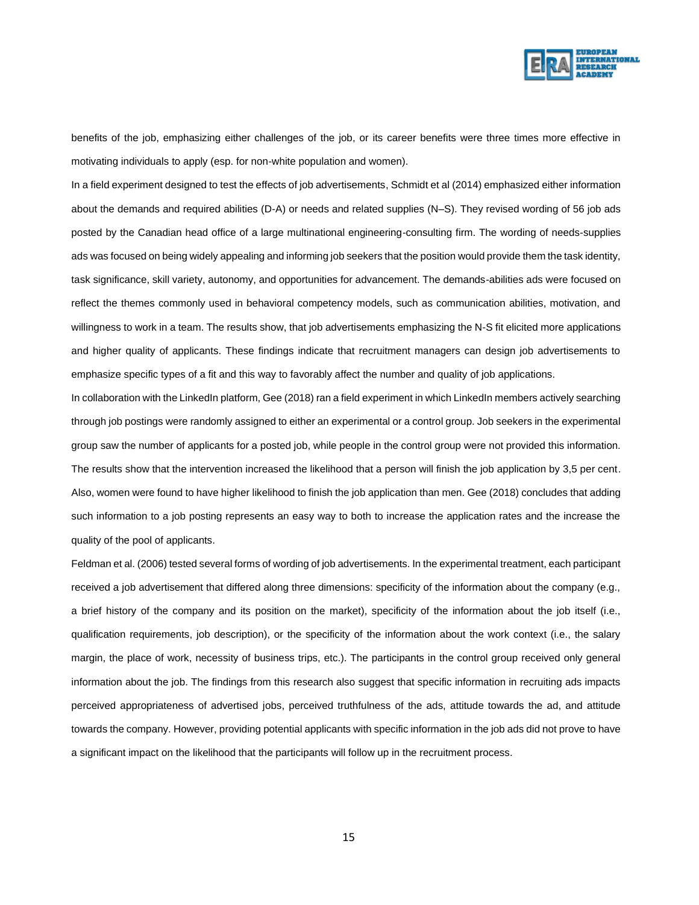benefits of the job, emphasizing either challenges of the job, or its career benefits were three times more effective in motivating individuals to apply (esp. for non-white population and women).

In a field experiment designed to test the effects of job advertisements, Schmidt et al (2014) emphasized either information about the demands and required abilities (D-A) or needs and related supplies (N–S). They revised wording of 56 job ads posted by the Canadian head office of a large multinational engineering-consulting firm. The wording of needs-supplies ads was focused on being widely appealing and informing job seekers that the position would provide them the task identity, task significance, skill variety, autonomy, and opportunities for advancement. The demands-abilities ads were focused on reflect the themes commonly used in behavioral competency models, such as communication abilities, motivation, and willingness to work in a team. The results show, that job advertisements emphasizing the N-S fit elicited more applications and higher quality of applicants. These findings indicate that recruitment managers can design job advertisements to emphasize specific types of a fit and this way to favorably affect the number and quality of job applications.

In collaboration with the LinkedIn platform, Gee (2018) ran a field experiment in which LinkedIn members actively searching through job postings were randomly assigned to either an experimental or a control group. Job seekers in the experimental group saw the number of applicants for a posted job, while people in the control group were not provided this information. The results show that the intervention increased the likelihood that a person will finish the job application by 3,5 per cent. Also, women were found to have higher likelihood to finish the job application than men. Gee (2018) concludes that adding such information to a job posting represents an easy way to both to increase the application rates and the increase the quality of the pool of applicants.

Feldman et al. (2006) tested several forms of wording of job advertisements. In the experimental treatment, each participant received a job advertisement that differed along three dimensions: specificity of the information about the company (e.g., a brief history of the company and its position on the market), specificity of the information about the job itself (i.e., qualification requirements, job description), or the specificity of the information about the work context (i.e., the salary margin, the place of work, necessity of business trips, etc.). The participants in the control group received only general information about the job. The findings from this research also suggest that specific information in recruiting ads impacts perceived appropriateness of advertised jobs, perceived truthfulness of the ads, attitude towards the ad, and attitude towards the company. However, providing potential applicants with specific information in the job ads did not prove to have a significant impact on the likelihood that the participants will follow up in the recruitment process.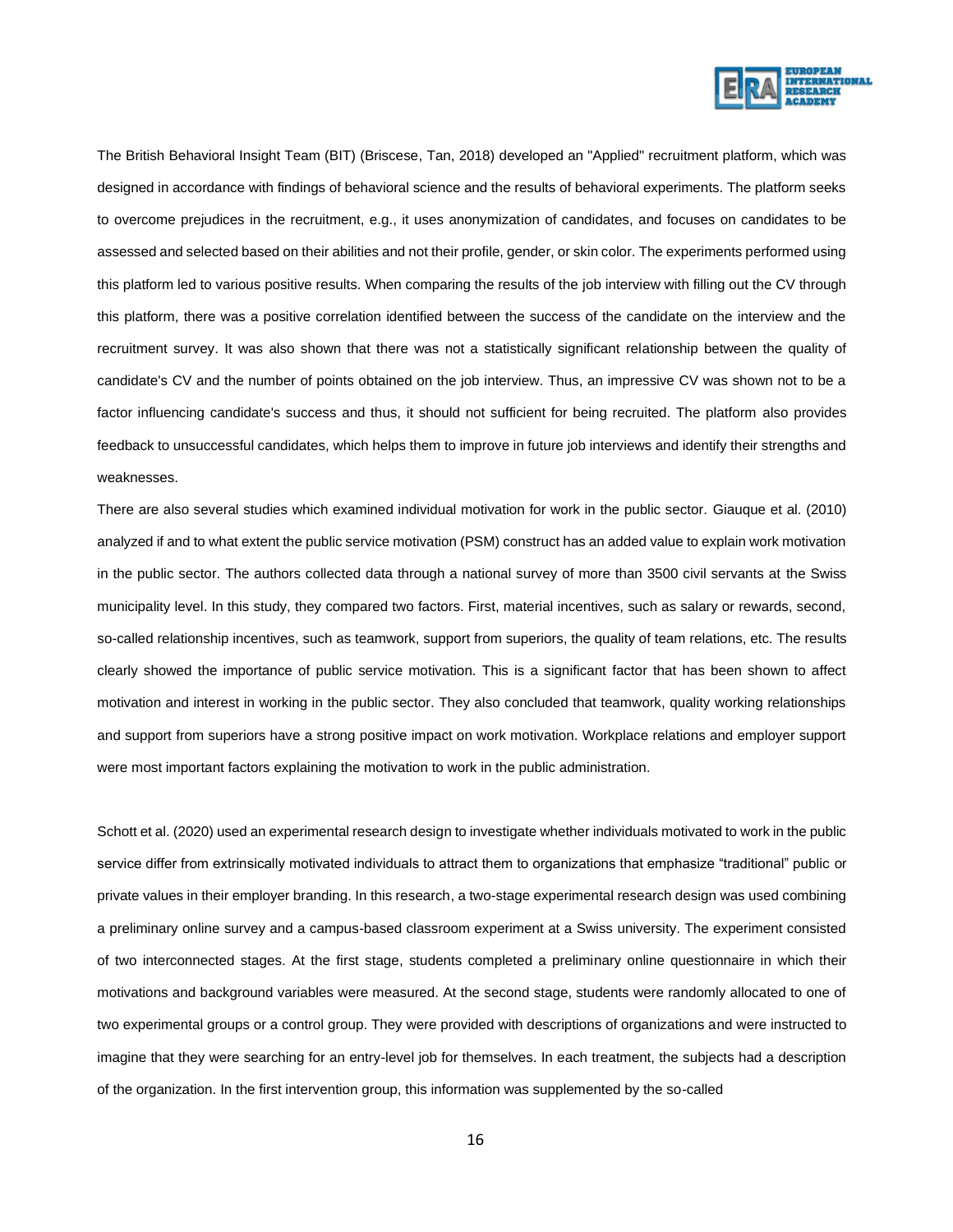The British Behavioral Insight Team (BIT) (Briscese, Tan, 2018) developed an "Applied" recruitment platform, which was designed in accordance with findings of behavioral science and the results of behavioral experiments. The platform seeks to overcome prejudices in the recruitment, e.g., it uses anonymization of candidates, and focuses on candidates to be assessed and selected based on their abilities and not their profile, gender, or skin color. The experiments performed using this platform led to various positive results. When comparing the results of the job interview with filling out the CV through this platform, there was a positive correlation identified between the success of the candidate on the interview and the recruitment survey. It was also shown that there was not a statistically significant relationship between the quality of candidate's CV and the number of points obtained on the job interview. Thus, an impressive CV was shown not to be a factor influencing candidate's success and thus, it should not sufficient for being recruited. The platform also provides feedback to unsuccessful candidates, which helps them to improve in future job interviews and identify their strengths and weaknesses.

There are also several studies which examined individual motivation for work in the public sector. Giauque et al. (2010) analyzed if and to what extent the public service motivation (PSM) construct has an added value to explain work motivation in the public sector. The authors collected data through a national survey of more than 3500 civil servants at the Swiss municipality level. In this study, they compared two factors. First, material incentives, such as salary or rewards, second, so-called relationship incentives, such as teamwork, support from superiors, the quality of team relations, etc. The results clearly showed the importance of public service motivation. This is a significant factor that has been shown to affect motivation and interest in working in the public sector. They also concluded that teamwork, quality working relationships and support from superiors have a strong positive impact on work motivation. Workplace relations and employer support were most important factors explaining the motivation to work in the public administration.

Schott et al. (2020) used an experimental research design to investigate whether individuals motivated to work in the public service differ from extrinsically motivated individuals to attract them to organizations that emphasize "traditional" public or private values in their employer branding. In this research, a two-stage experimental research design was used combining a preliminary online survey and a campus-based classroom experiment at a Swiss university. The experiment consisted of two interconnected stages. At the first stage, students completed a preliminary online questionnaire in which their motivations and background variables were measured. At the second stage, students were randomly allocated to one of two experimental groups or a control group. They were provided with descriptions of organizations and were instructed to imagine that they were searching for an entry-level job for themselves. In each treatment, the subjects had a description of the organization. In the first intervention group, this information was supplemented by the so-called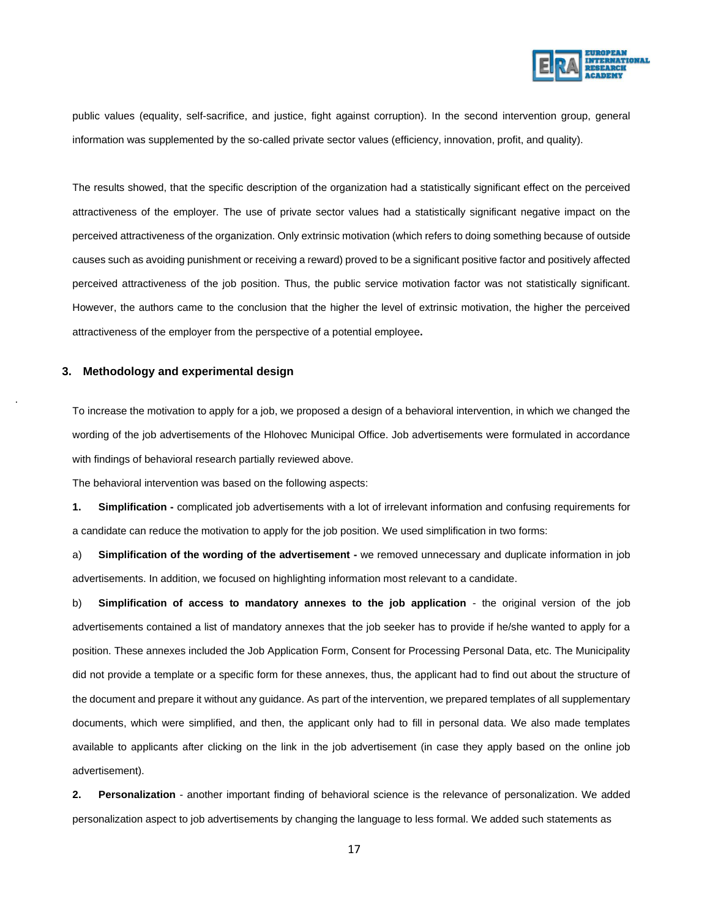public values (equality, self-sacrifice, and justice, fight against corruption). In the second intervention group, general information was supplemented by the so-called private sector values (efficiency, innovation, profit, and quality).

The results showed, that the specific description of the organization had a statistically significant effect on the perceived attractiveness of the employer. The use of private sector values had a statistically significant negative impact on the perceived attractiveness of the organization. Only extrinsic motivation (which refers to doing something because of outside causes such as avoiding punishment or receiving a reward) proved to be a significant positive factor and positively affected perceived attractiveness of the job position. Thus, the public service motivation factor was not statistically significant. However, the authors came to the conclusion that the higher the level of extrinsic motivation, the higher the perceived attractiveness of the employer from the perspective of a potential employee.

## 3. Methodology and experimental design

To increase the motivation to apply for a job, we proposed a design of a behavioral intervention, in which we changed the wording of the job advertisements of the Hlohovec Municipal Office. Job advertisements were formulated in accordance with findings of behavioral research partially reviewed above.

The behavioral intervention was based on the following aspects:

**1. Simplification -** complicated job advertisements with a lot of irrelevant information and confusing requirements for a candidate can reduce the motivation to apply for the job position. We used simplification in two forms:

a) **Simplification of the wording of the advertisement -** we removed unnecessary and duplicate information in job advertisements. In addition, we focused on highlighting information most relevant to a candidate.

b) **Simplification of access to mandatory annexes to the job application** - the original version of the job advertisements contained a list of mandatory annexes that the job seeker has to provide if he/she wanted to apply for a position. These annexes included the Job Application Form, Consent for Processing Personal Data, etc. The Municipality did not provide a template or a specific form for these annexes, thus, the applicant had to find out about the structure of the document and prepare it without any guidance. As part of the intervention, we prepared templates of all supplementary documents, which were simplified, and then, the applicant only had to fill in personal data. We also made templates available to applicants after clicking on the link in the job advertisement (in case they apply based on the online job advertisement).

**2. Personalization** - another important finding of behavioral science is the relevance of personalization. We added personalization aspect to job advertisements by changing the language to less formal. We added such statements as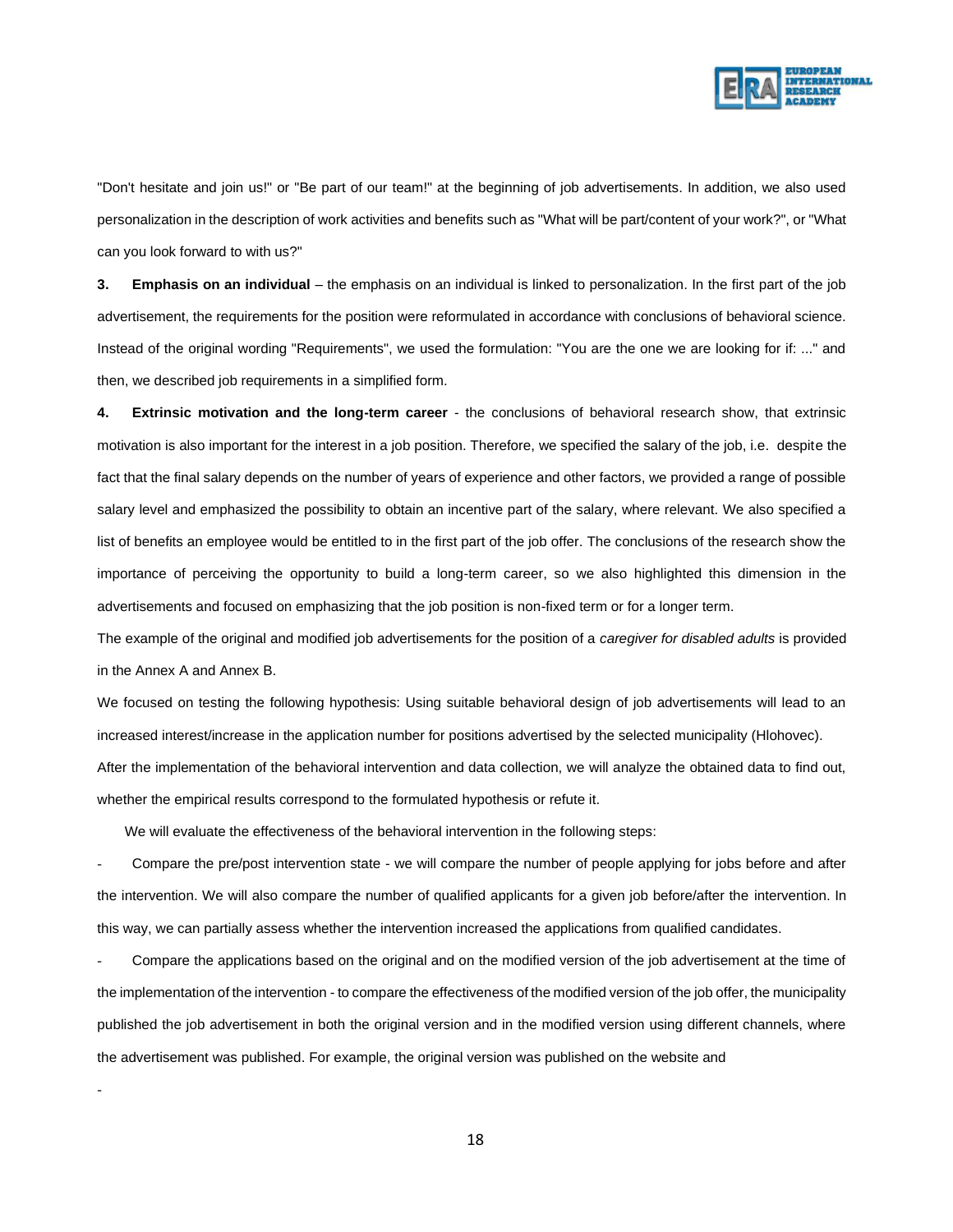"Don't hesitate and join us!" or "Be part of our team!" at the beginning of job advertisements. In addition, we also used personalization in the description of work activities and benefits such as "What will be part/content of your work?", or "What can you look forward to with us?"

**3. Emphasis on an individual** – the emphasis on an individual is linked to personalization. In the first part of the job advertisement, the requirements for the position were reformulated in accordance with conclusions of behavioral science. Instead of the original wording "Requirements", we used the formulation: "You are the one we are looking for if: ..." and then, we described job requirements in a simplified form.

**4. Extrinsic motivation and the long-term career** - the conclusions of behavioral research show, that extrinsic motivation is also important for the interest in a job position. Therefore, we specified the salary of the job, i.e. despite the fact that the final salary depends on the number of years of experience and other factors, we provided a range of possible salary level and emphasized the possibility to obtain an incentive part of the salary, where relevant. We also specified a list of benefits an employee would be entitled to in the first part of the job offer. The conclusions of the research show the importance of perceiving the opportunity to build a long-term career, so we also highlighted this dimension in the advertisements and focused on emphasizing that the job position is non-fixed term or for a longer term.

The example of the original and modified job advertisements for the position of a *caregiver for disabled adults* is provided in the Annex A and Annex B.

We focused on testing the following hypothesis: Using suitable behavioral design of job advertisements will lead to an increased interest/increase in the application number for positions advertised by the selected municipality (Hlohovec).

After the implementation of the behavioral intervention and data collection, we will analyze the obtained data to find out, whether the empirical results correspond to the formulated hypothesis or refute it.

We will evaluate the effectiveness of the behavioral intervention in the following steps:

- Compare the pre/post intervention state - we will compare the number of people applying for jobs before and after the intervention. We will also compare the number of qualified applicants for a given job before/after the intervention. In this way, we can partially assess whether the intervention increased the applications from qualified candidates.
- Compare the applications based on the original and on the modified version of the job advertisement at the time of the implementation of the intervention - to compare the effectiveness of the modified version of the job offer, the municipality published the job advertisement in both the original version and in the modified version using different channels, where the advertisement was published. For example, the original version was published on the website and
-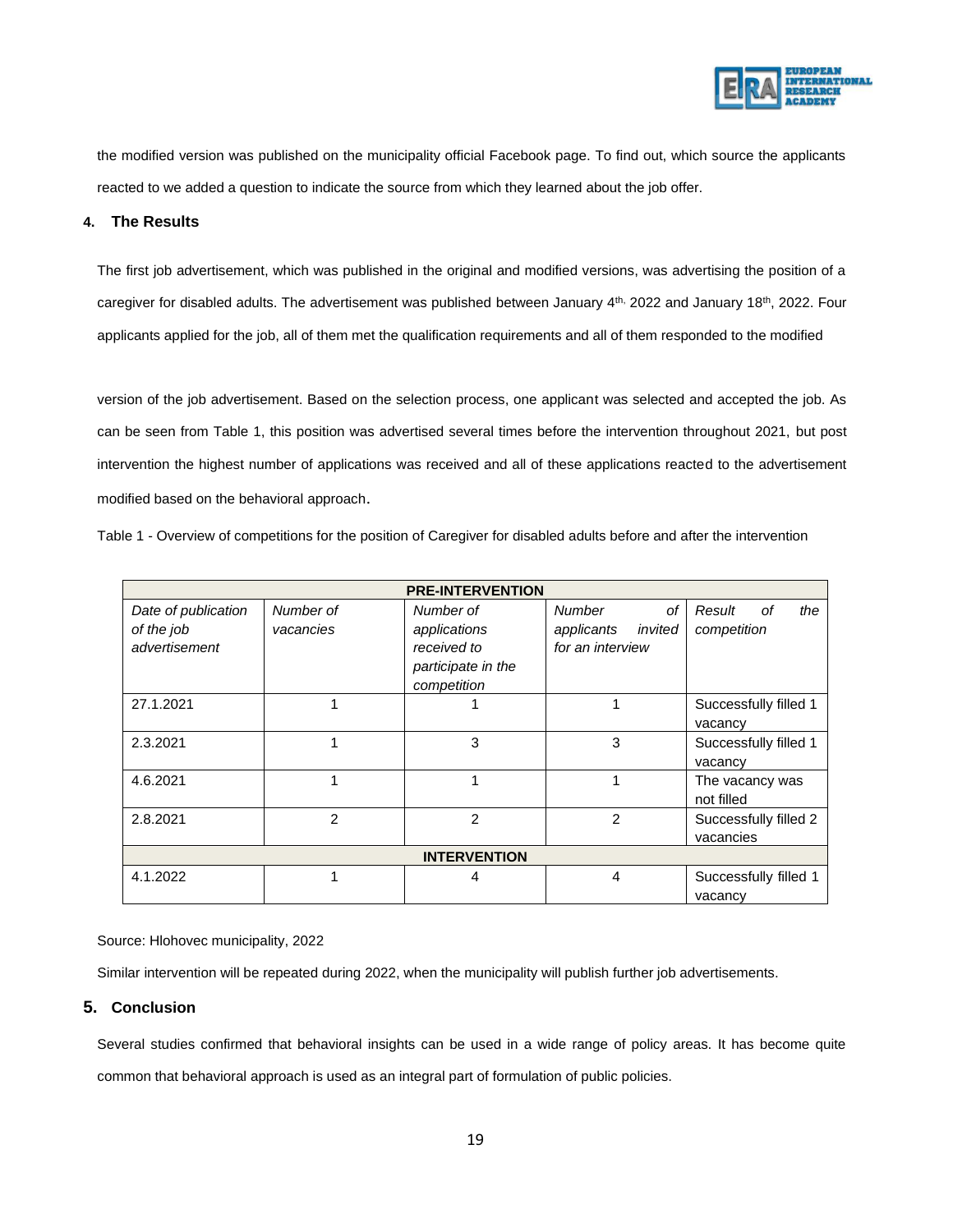the modified version was published on the municipality official Facebook page. To find out, which source the applicants reacted to we added a question to indicate the source from which they learned about the job offer.

## 4. The Results

The first job advertisement, which was published in the original and modified versions, was advertising the position of a caregiver for disabled adults. The advertisement was published between January 4th, 2022 and January 18th, 2022. Four applicants applied for the job, all of them met the qualification requirements and all of them responded to the modified version of the job advertisement. Based on the selection process, one applicant was selected and accepted the job. As can be seen from Table 1, this position was advertised several times before the intervention throughout 2021, but post intervention the highest number of applications was received and all of these applications reacted to the advertisement modified based on the behavioral approach.

Table 1 - Overview of competitions for the position of Caregiver for disabled adults before and after the intervention

| **PRE-INTERVENTION** | | | | |
|---|---|---|---|---|
| *Date of publication of the job advertisement* | *Number of vacancies* | *Number of applications received to participate in the competition* | *Number of applicants invited for an interview* | *Result of the competition* |
| 27.1.2021 | 1 | 1 | 1 | Successfully filled 1 vacancy |
| 2.3.2021 | 1 | 3 | 3 | Successfully filled 1 vacancy |
| 4.6.2021 | 1 | 1 | 1 | The vacancy was not filled |
| 2.8.2021 | 2 | 2 | 2 | Successfully filled 2 vacancies |
| **INTERVENTION** | | | | |
| 4.1.2022 | 1 | 4 | 4 | Successfully filled 1 vacancy |

Source: Hlohovec municipality, 2022

Similar intervention will be repeated during 2022, when the municipality will publish further job advertisements.

## 5. Conclusion

Several studies confirmed that behavioral insights can be used in a wide range of policy areas. It has become quite common that behavioral approach is used as an integral part of formulation of public policies.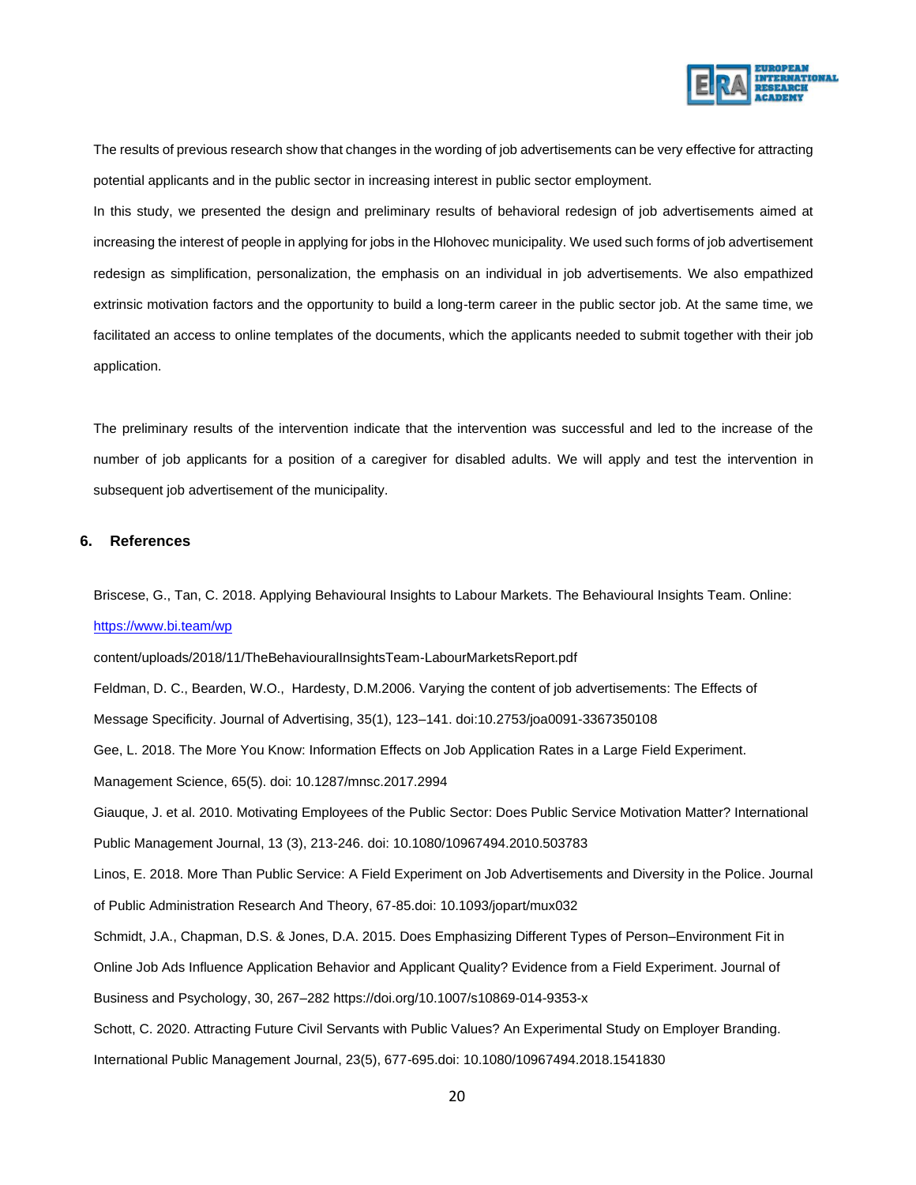The results of previous research show that changes in the wording of job advertisements can be very effective for attracting potential applicants and in the public sector in increasing interest in public sector employment.

In this study, we presented the design and preliminary results of behavioral redesign of job advertisements aimed at increasing the interest of people in applying for jobs in the Hlohovec municipality. We used such forms of job advertisement redesign as simplification, personalization, the emphasis on an individual in job advertisements. We also empathized extrinsic motivation factors and the opportunity to build a long-term career in the public sector job. At the same time, we facilitated an access to online templates of the documents, which the applicants needed to submit together with their job application.

The preliminary results of the intervention indicate that the intervention was successful and led to the increase of the number of job applicants for a position of a caregiver for disabled adults. We will apply and test the intervention in subsequent job advertisement of the municipality.

## 6. References

Briscese, G., Tan, C. 2018. Applying Behavioural Insights to Labour Markets. The Behavioural Insights Team. Online: https://www.bi.team/wp content/uploads/2018/11/TheBehaviouralInsightsTeam-LabourMarketsReport.pdf

Feldman, D. C., Bearden, W.O., Hardesty, D.M.2006. Varying the content of job advertisements: The Effects of Message Specificity. Journal of Advertising, 35(1), 123–141. doi:10.2753/joa0091-3367350108

Gee, L. 2018. The More You Know: Information Effects on Job Application Rates in a Large Field Experiment. Management Science, 65(5). doi: 10.1287/mnsc.2017.2994

Giauque, J. et al. 2010. Motivating Employees of the Public Sector: Does Public Service Motivation Matter? International Public Management Journal, 13 (3), 213-246. doi: 10.1080/10967494.2010.503783

Linos, E. 2018. More Than Public Service: A Field Experiment on Job Advertisements and Diversity in the Police. Journal of Public Administration Research And Theory, 67-85.doi: 10.1093/jopart/mux032

Schmidt, J.A., Chapman, D.S. & Jones, D.A. 2015. Does Emphasizing Different Types of Person–Environment Fit in Online Job Ads Influence Application Behavior and Applicant Quality? Evidence from a Field Experiment. Journal of Business and Psychology, 30, 267–282 https://doi.org/10.1007/s10869-014-9353-x

Schott, C. 2020. Attracting Future Civil Servants with Public Values? An Experimental Study on Employer Branding. International Public Management Journal, 23(5), 677-695.doi: 10.1080/10967494.2018.1541830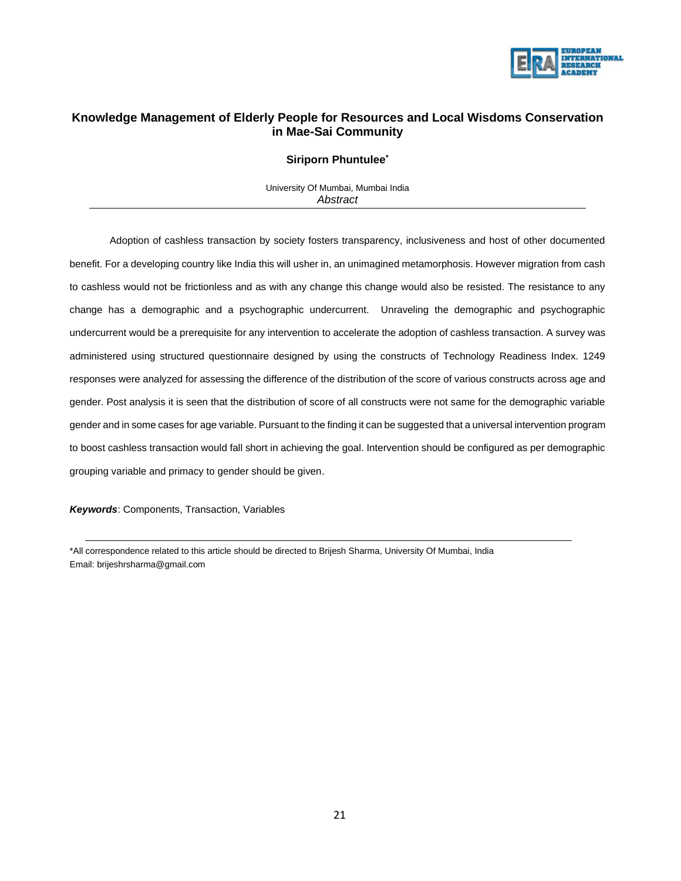# Knowledge Management of Elderly People for Resources and Local Wisdoms Conservation in Mae-Sai Community

**Siriporn Phuntulee***

University Of Mumbai, Mumbai India

*Abstract*

Adoption of cashless transaction by society fosters transparency, inclusiveness and host of other documented benefit. For a developing country like India this will usher in, an unimagined metamorphosis. However migration from cash to cashless would not be frictionless and as with any change this change would also be resisted. The resistance to any change has a demographic and a psychographic undercurrent. Unraveling the demographic and psychographic undercurrent would be a prerequisite for any intervention to accelerate the adoption of cashless transaction. A survey was administered using structured questionnaire designed by using the constructs of Technology Readiness Index. 1249 responses were analyzed for assessing the difference of the distribution of the score of various constructs across age and gender. Post analysis it is seen that the distribution of score of all constructs were not same for the demographic variable gender and in some cases for age variable. Pursuant to the finding it can be suggested that a universal intervention program to boost cashless transaction would fall short in achieving the goal. Intervention should be configured as per demographic grouping variable and primacy to gender should be given.

***Keywords***: Components, Transaction, Variables

*All correspondence related to this article should be directed to Brijesh Sharma, University Of Mumbai, India
Email: brijeshrsharma@gmail.com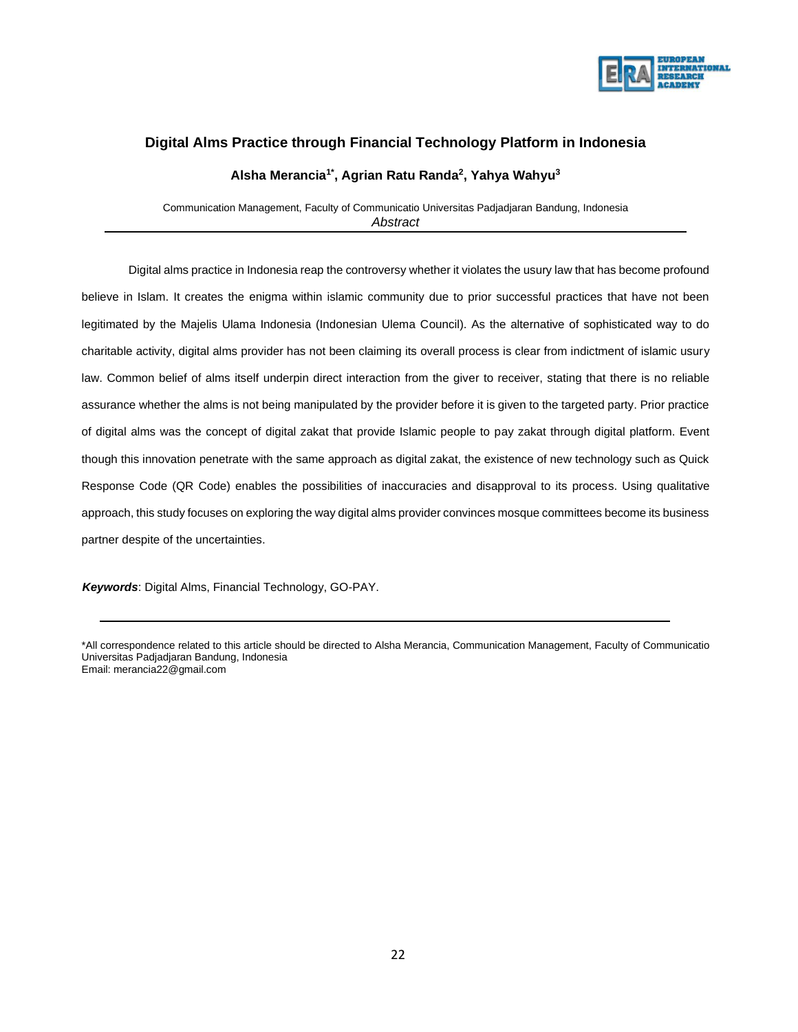# Digital Alms Practice through Financial Technology Platform in Indonesia

**Alsha Merancia[1*], Agrian Ratu Randa[2], Yahya Wahyu[3]**

Communication Management, Faculty of Communicatio Universitas Padjadjaran Bandung, Indonesia

*Abstract*

Digital alms practice in Indonesia reap the controversy whether it violates the usury law that has become profound believe in Islam. It creates the enigma within islamic community due to prior successful practices that have not been legitimated by the Majelis Ulama Indonesia (Indonesian Ulema Council). As the alternative of sophisticated way to do charitable activity, digital alms provider has not been claiming its overall process is clear from indictment of islamic usury law. Common belief of alms itself underpin direct interaction from the giver to receiver, stating that there is no reliable assurance whether the alms is not being manipulated by the provider before it is given to the targeted party. Prior practice of digital alms was the concept of digital zakat that provide Islamic people to pay zakat through digital platform. Event though this innovation penetrate with the same approach as digital zakat, the existence of new technology such as Quick Response Code (QR Code) enables the possibilities of inaccuracies and disapproval to its process. Using qualitative approach, this study focuses on exploring the way digital alms provider convinces mosque committees become its business partner despite of the uncertainties.

***Keywords***: Digital Alms, Financial Technology, GO-PAY.

---

*All correspondence related to this article should be directed to Alsha Merancia, Communication Management, Faculty of Communicatio Universitas Padjadjaran Bandung, Indonesia
Email: merancia22@gmail.com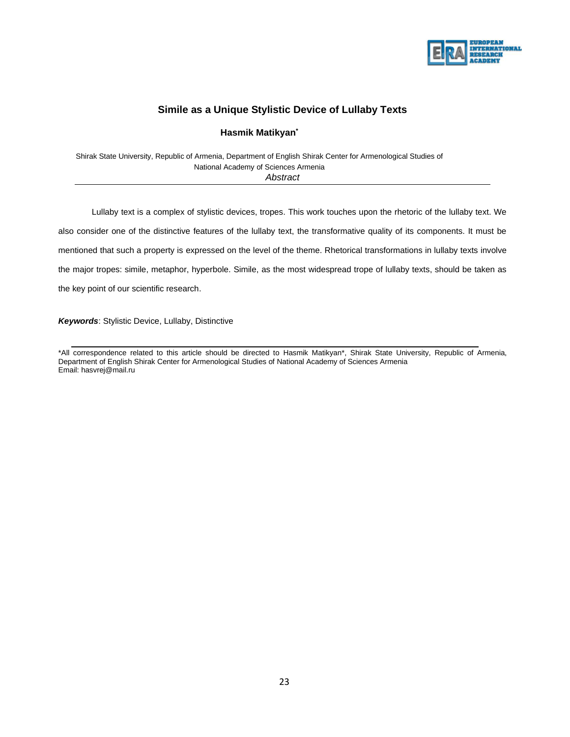# Simile as a Unique Stylistic Device of Lullaby Texts

**Hasmik Matikyan***

Shirak State University, Republic of Armenia, Department of English Shirak Center for Armenological Studies of National Academy of Sciences Armenia

*Abstract*

Lullaby text is a complex of stylistic devices, tropes. This work touches upon the rhetoric of the lullaby text. We also consider one of the distinctive features of the lullaby text, the transformative quality of its components. It must be mentioned that such a property is expressed on the level of the theme. Rhetorical transformations in lullaby texts involve the major tropes: simile, metaphor, hyperbole. Simile, as the most widespread trope of lullaby texts, should be taken as the key point of our scientific research.

***Keywords***: Stylistic Device, Lullaby, Distinctive

---

*All correspondence related to this article should be directed to Hasmik Matikyan*, Shirak State University, Republic of Armenia, Department of English Shirak Center for Armenological Studies of National Academy of Sciences Armenia
Email: hasvrej@mail.ru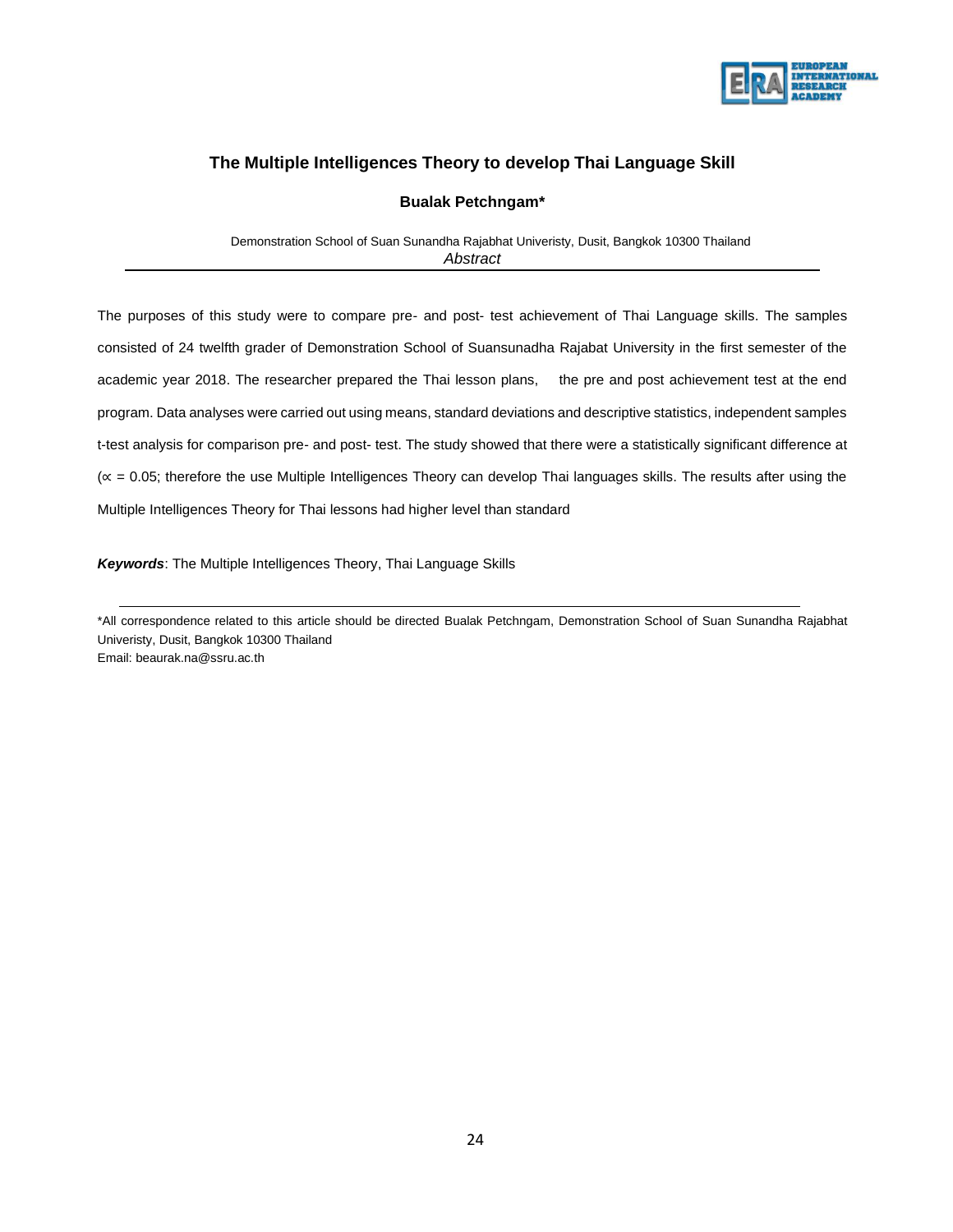## The Multiple Intelligences Theory to develop Thai Language Skill

**Bualak Petchngam***

Demonstration School of Suan Sunandha Rajabhat Univeristy, Dusit, Bangkok 10300 Thailand

*Abstract*

The purposes of this study were to compare pre- and post- test achievement of Thai Language skills. The samples consisted of 24 twelfth grader of Demonstration School of Suansunadha Rajabat University in the first semester of the academic year 2018. The researcher prepared the Thai lesson plans, the pre and post achievement test at the end program. Data analyses were carried out using means, standard deviations and descriptive statistics, independent samples t-test analysis for comparison pre- and post- test. The study showed that there were a statistically significant difference at ($\propto = 0.05$; therefore the use Multiple Intelligences Theory can develop Thai languages skills. The results after using the Multiple Intelligences Theory for Thai lessons had higher level than standard

***Keywords***: The Multiple Intelligences Theory, Thai Language Skills

---

*All correspondence related to this article should be directed Bualak Petchngam, Demonstration School of Suan Sunandha Rajabhat Univeristy, Dusit, Bangkok 10300 Thailand
Email: beaurak.na@ssru.ac.th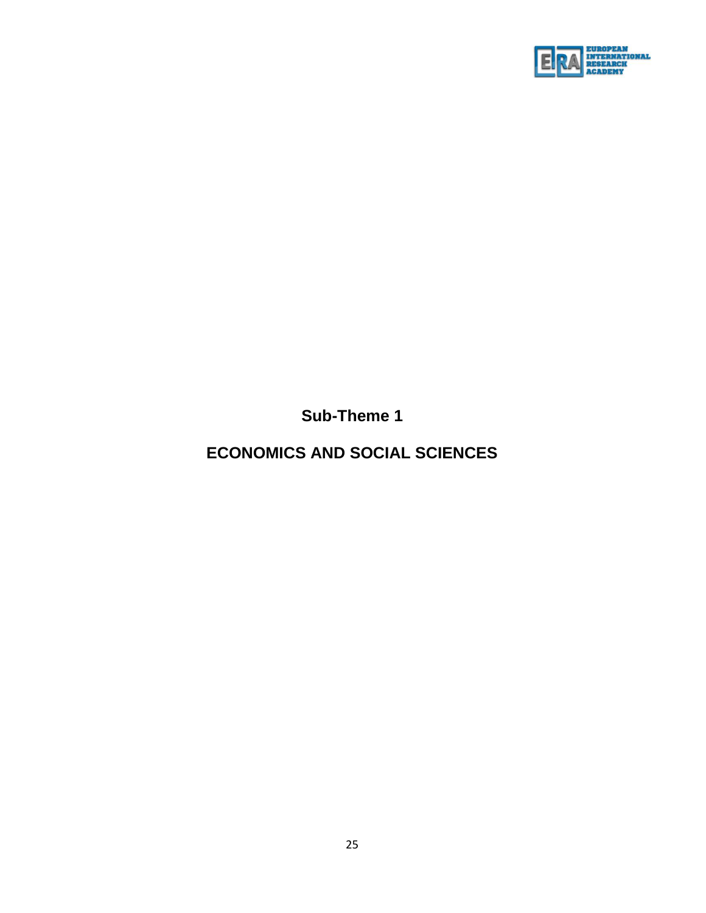# Sub-Theme 1

# ECONOMICS AND SOCIAL SCIENCES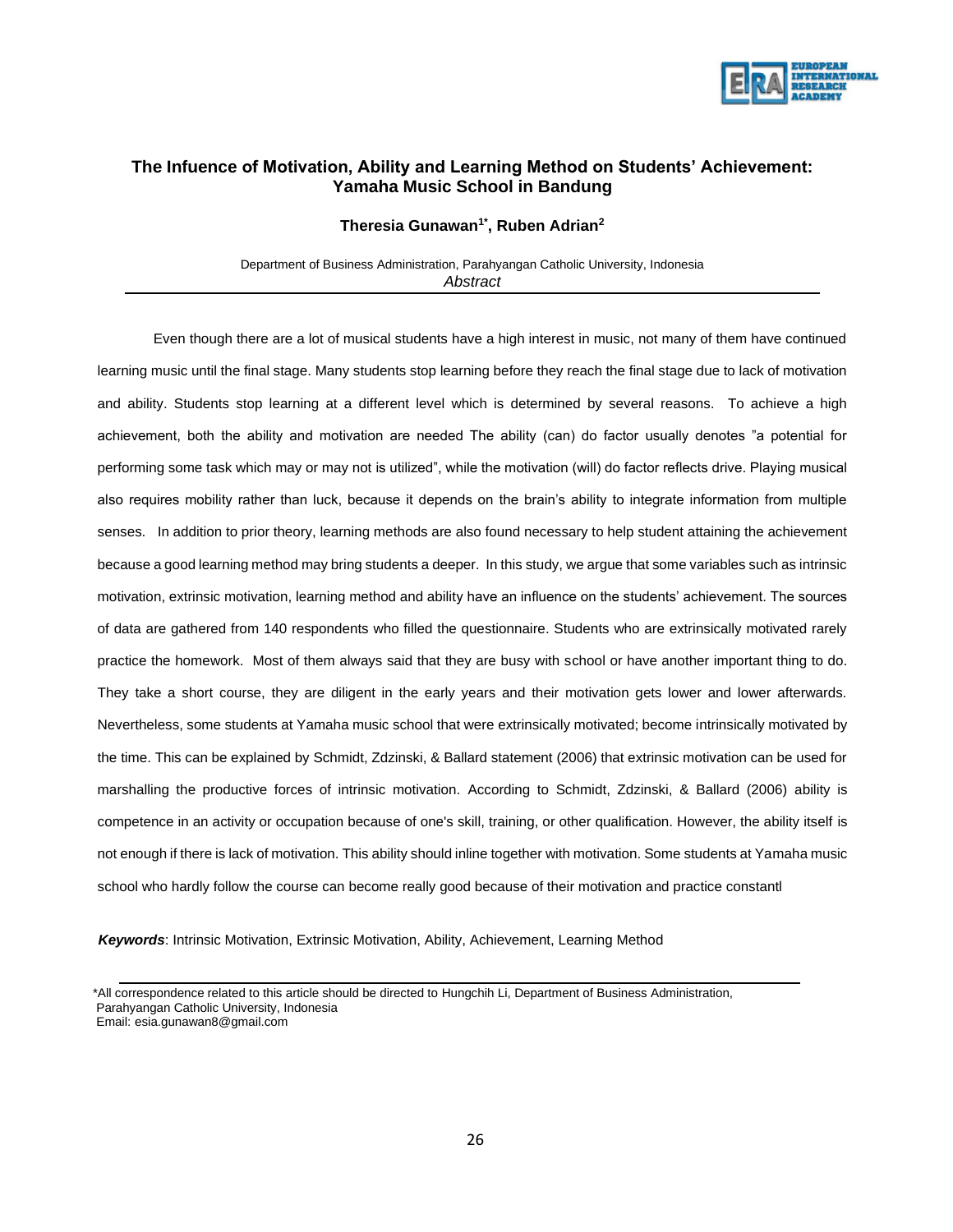# The Infuence of Motivation, Ability and Learning Method on Students' Achievement: Yamaha Music School in Bandung

**Theresia Gunawan[1*], Ruben Adrian[2]**

Department of Business Administration, Parahyangan Catholic University, Indonesia

*Abstract*

Even though there are a lot of musical students have a high interest in music, not many of them have continued learning music until the final stage. Many students stop learning before they reach the final stage due to lack of motivation and ability. Students stop learning at a different level which is determined by several reasons. To achieve a high achievement, both the ability and motivation are needed The ability (can) do factor usually denotes "a potential for performing some task which may or may not is utilized", while the motivation (will) do factor reflects drive. Playing musical also requires mobility rather than luck, because it depends on the brain's ability to integrate information from multiple senses. In addition to prior theory, learning methods are also found necessary to help student attaining the achievement because a good learning method may bring students a deeper. In this study, we argue that some variables such as intrinsic motivation, extrinsic motivation, learning method and ability have an influence on the students' achievement. The sources of data are gathered from 140 respondents who filled the questionnaire. Students who are extrinsically motivated rarely practice the homework. Most of them always said that they are busy with school or have another important thing to do. They take a short course, they are diligent in the early years and their motivation gets lower and lower afterwards. Nevertheless, some students at Yamaha music school that were extrinsically motivated; become intrinsically motivated by the time. This can be explained by Schmidt, Zdzinski, & Ballard statement (2006) that extrinsic motivation can be used for marshalling the productive forces of intrinsic motivation. According to Schmidt, Zdzinski, & Ballard (2006) ability is competence in an activity or occupation because of one's skill, training, or other qualification. However, the ability itself is not enough if there is lack of motivation. This ability should inline together with motivation. Some students at Yamaha music school who hardly follow the course can become really good because of their motivation and practice constantl

***Keywords***: Intrinsic Motivation, Extrinsic Motivation, Ability, Achievement, Learning Method

*All correspondence related to this article should be directed to Hungchih Li, Department of Business Administration, Parahyangan Catholic University, Indonesia
Email: esia.gunawan8@gmail.com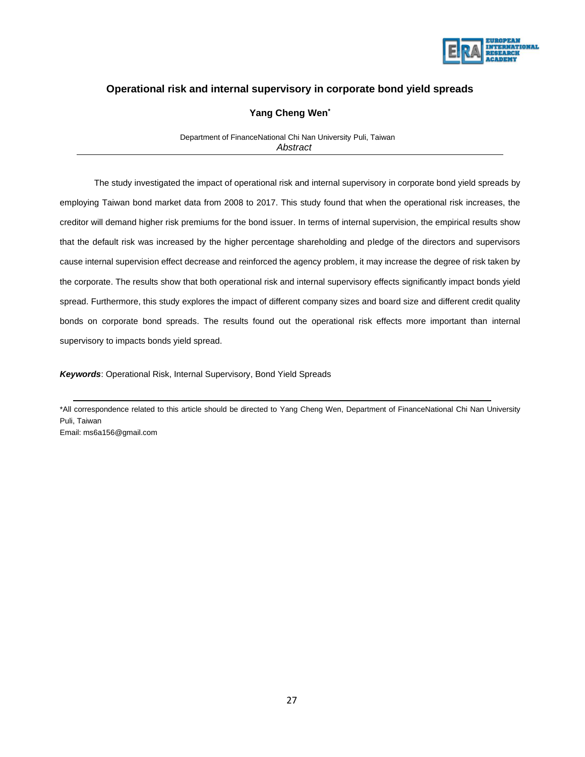# Operational risk and internal supervisory in corporate bond yield spreads

**Yang Cheng Wen***

Department of FinanceNational Chi Nan University Puli, Taiwan

*Abstract*

The study investigated the impact of operational risk and internal supervisory in corporate bond yield spreads by employing Taiwan bond market data from 2008 to 2017. This study found that when the operational risk increases, the creditor will demand higher risk premiums for the bond issuer. In terms of internal supervision, the empirical results show that the default risk was increased by the higher percentage shareholding and pledge of the directors and supervisors cause internal supervision effect decrease and reinforced the agency problem, it may increase the degree of risk taken by the corporate. The results show that both operational risk and internal supervisory effects significantly impact bonds yield spread. Furthermore, this study explores the impact of different company sizes and board size and different credit quality bonds on corporate bond spreads. The results found out the operational risk effects more important than internal supervisory to impacts bonds yield spread.

***Keywords***: Operational Risk, Internal Supervisory, Bond Yield Spreads

---

*All correspondence related to this article should be directed to Yang Cheng Wen, Department of FinanceNational Chi Nan University Puli, Taiwan
Email: ms6a156@gmail.com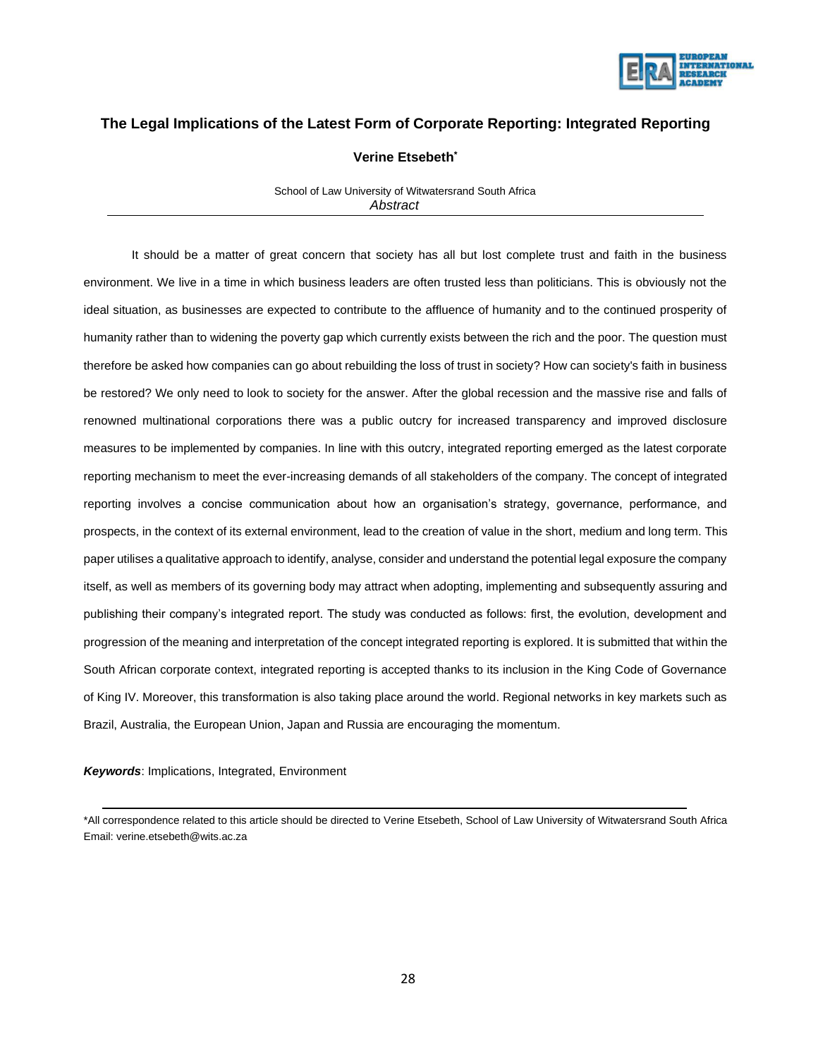## The Legal Implications of the Latest Form of Corporate Reporting: Integrated Reporting

**Verine Etsebeth***

School of Law University of Witwatersrand South Africa

*Abstract*

It should be a matter of great concern that society has all but lost complete trust and faith in the business environment. We live in a time in which business leaders are often trusted less than politicians. This is obviously not the ideal situation, as businesses are expected to contribute to the affluence of humanity and to the continued prosperity of humanity rather than to widening the poverty gap which currently exists between the rich and the poor. The question must therefore be asked how companies can go about rebuilding the loss of trust in society? How can society's faith in business be restored? We only need to look to society for the answer. After the global recession and the massive rise and falls of renowned multinational corporations there was a public outcry for increased transparency and improved disclosure measures to be implemented by companies. In line with this outcry, integrated reporting emerged as the latest corporate reporting mechanism to meet the ever-increasing demands of all stakeholders of the company. The concept of integrated reporting involves a concise communication about how an organisation's strategy, governance, performance, and prospects, in the context of its external environment, lead to the creation of value in the short, medium and long term. This paper utilises a qualitative approach to identify, analyse, consider and understand the potential legal exposure the company itself, as well as members of its governing body may attract when adopting, implementing and subsequently assuring and publishing their company's integrated report. The study was conducted as follows: first, the evolution, development and progression of the meaning and interpretation of the concept integrated reporting is explored. It is submitted that within the South African corporate context, integrated reporting is accepted thanks to its inclusion in the King Code of Governance of King IV. Moreover, this transformation is also taking place around the world. Regional networks in key markets such as Brazil, Australia, the European Union, Japan and Russia are encouraging the momentum.

***Keywords***: Implications, Integrated, Environment

*All correspondence related to this article should be directed to Verine Etsebeth, School of Law University of Witwatersrand South Africa Email: verine.etsebeth@wits.ac.za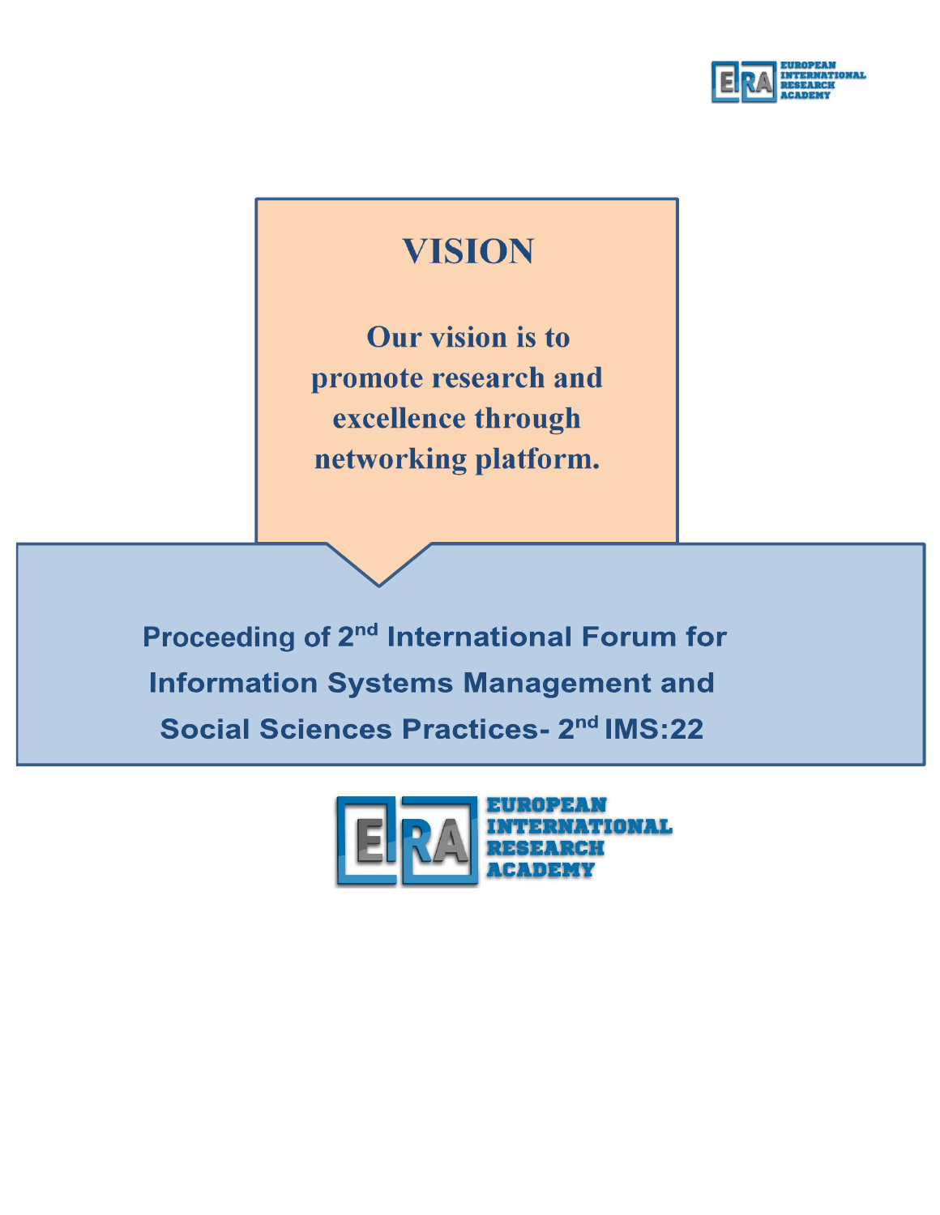EUROPEAN INTERNATIONAL RESEARCH ACADEMY

# VISION

**Our vision is to promote research and excellence through networking platform.**

**Proceeding of 2nd International Forum for Information Systems Management and Social Sciences Practices- 2nd IMS:22**

EUROPEAN INTERNATIONAL RESEARCH ACADEMY